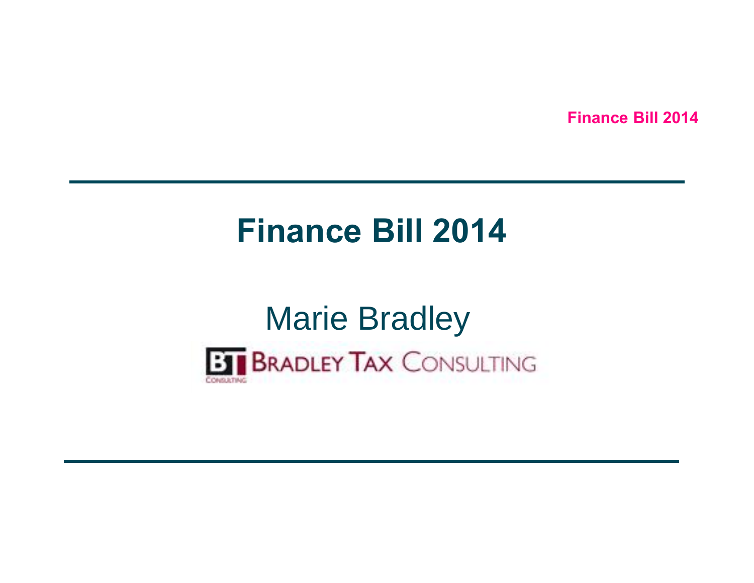# Finance Bill 2014

Marie Bradley

BT BRADLEY TAX CONSULTING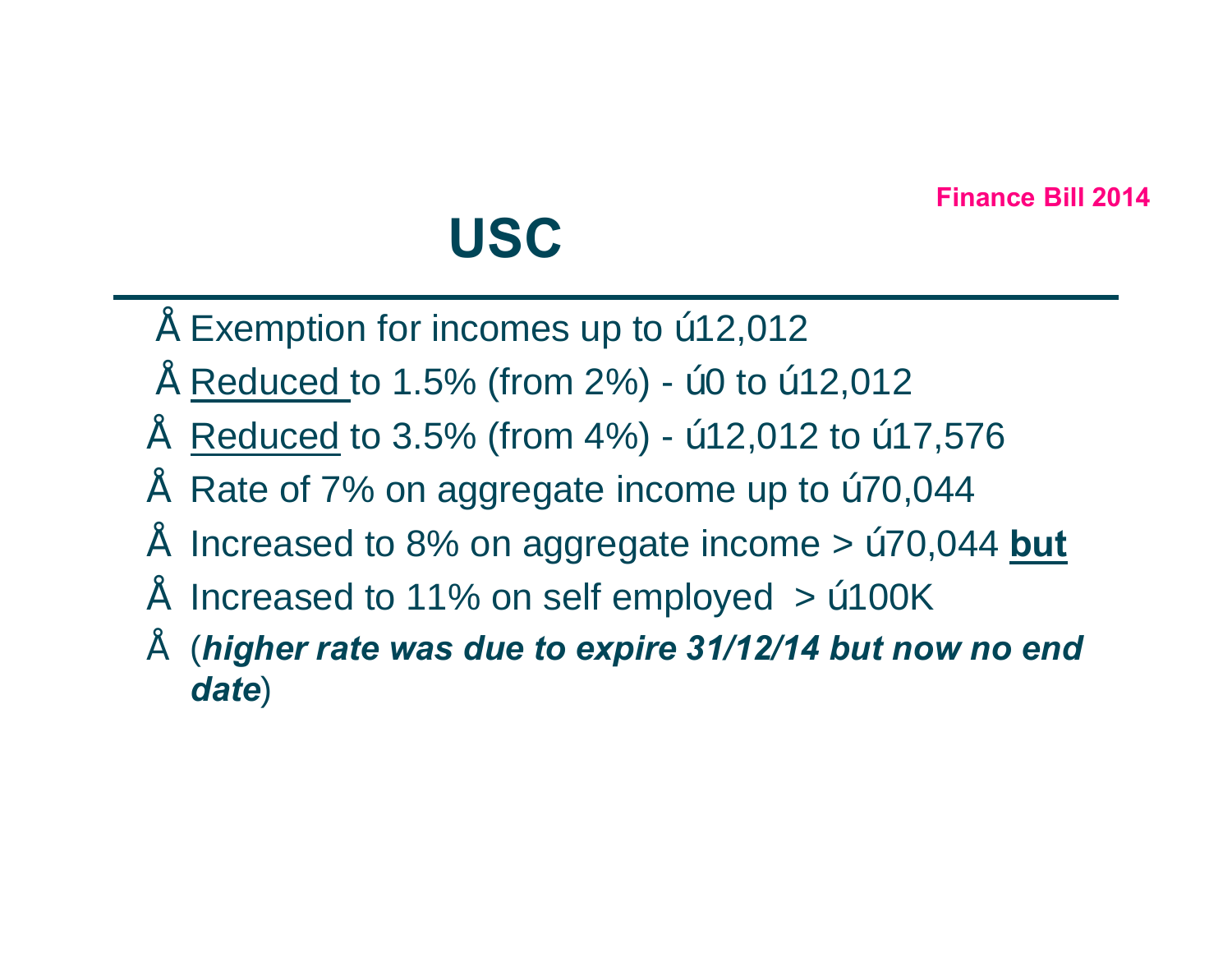# USC

- Exemption for incomes up to ú12,012
- Reduced to 1.5% (from 2%) - ú0 to ú12,012
- Reduced to 3.5% (from 4%) - ú12,012 to ú17,576
- Rate of 7% on aggregate income up to ú70,044
- Increased to 8% on aggregate income > ú70,044 **but**
- Increased to 11% on self employed > ú100K
- (***higher rate was due to expire 31/12/14 but now no end date***)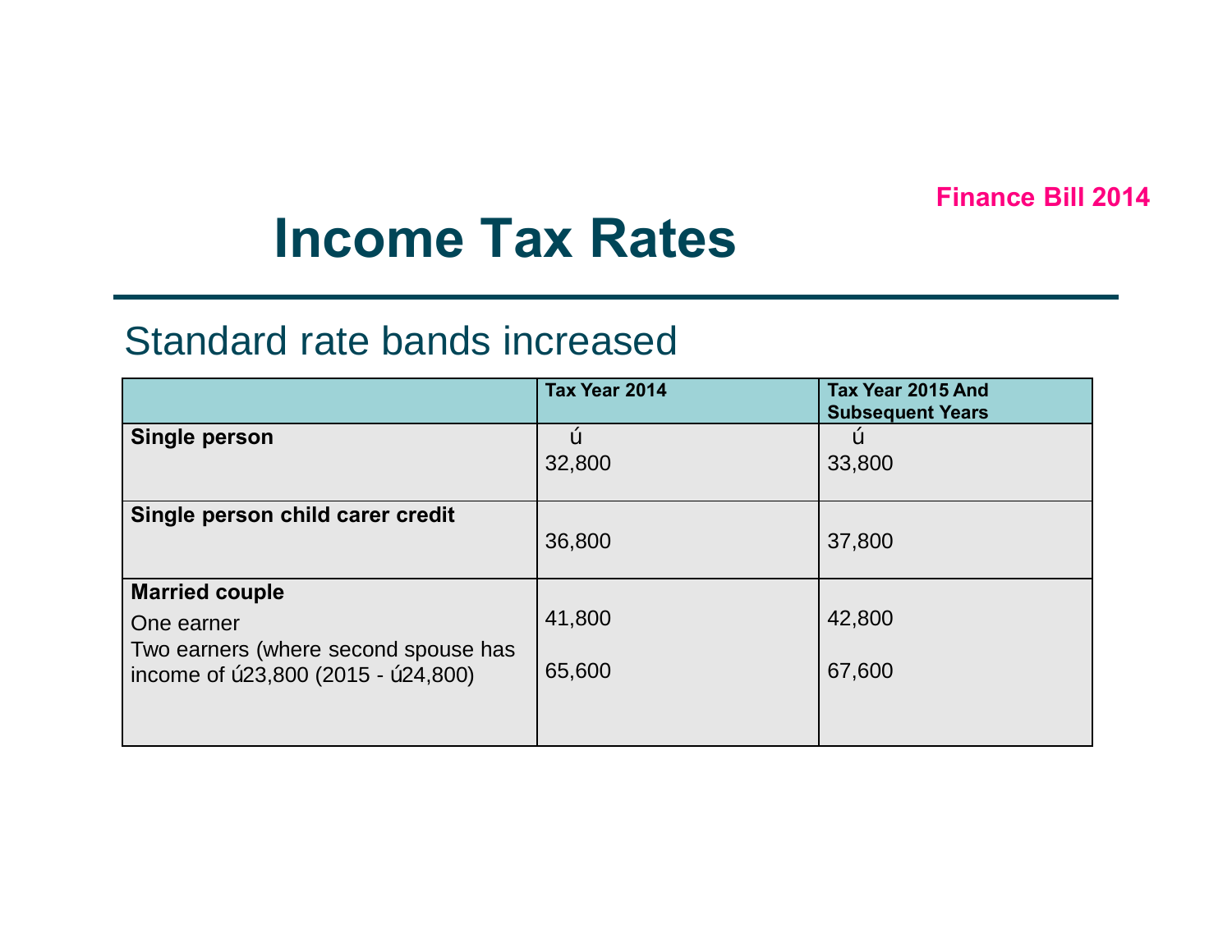Finance Bill 2014

# Income Tax Rates

## Standard rate bands increased

| | Tax Year 2014 | Tax Year 2015 And Subsequent Years |
|---|---|---|
| **Single person** | ú<br>32,800 | ú<br>33,800 |
| **Single person child carer credit** | 36,800 | 37,800 |
| **Married couple**<br>One earner<br>Two earners (where second spouse has income of ú23,800 (2015 - ú24,800) | <br>41,800<br>65,600 | <br>42,800<br>67,600 |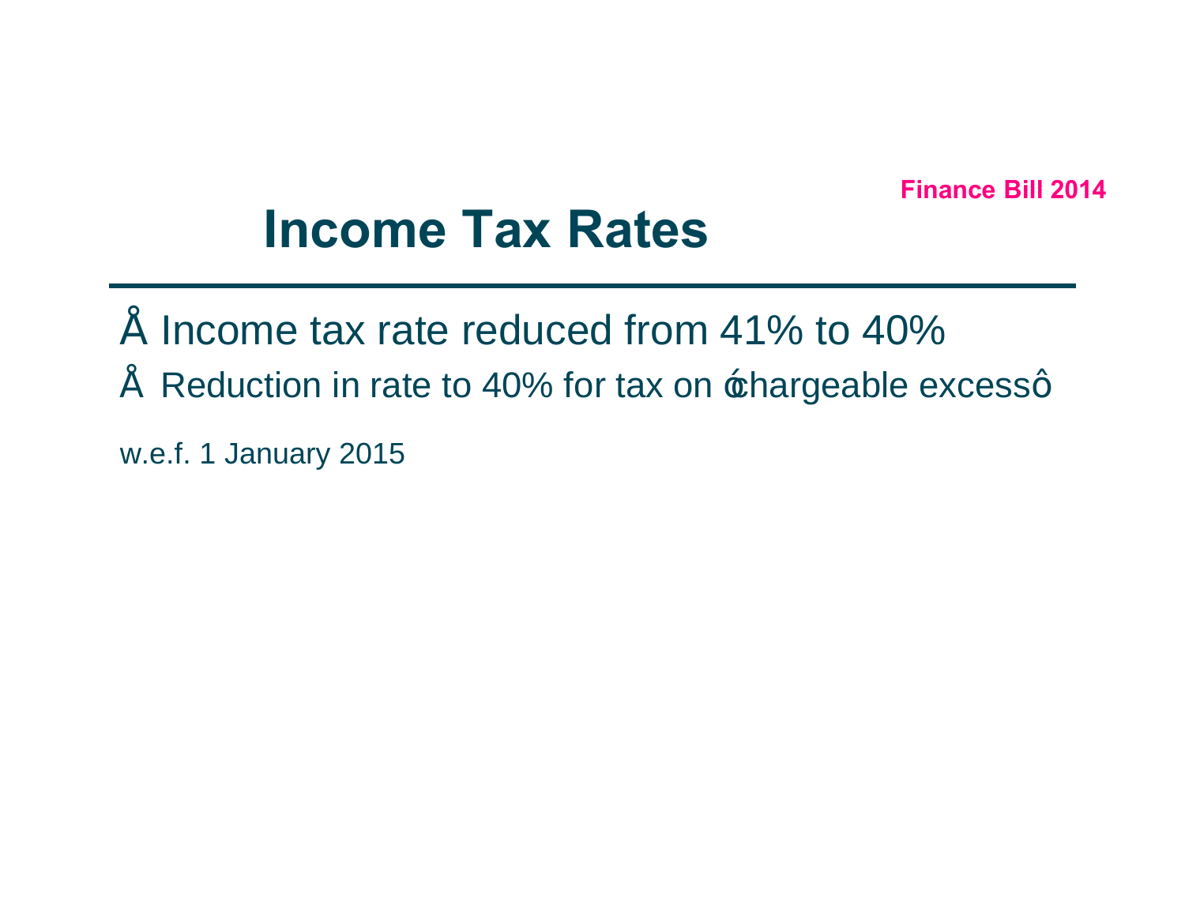Finance Bill 2014

# Income Tax Rates

- Income tax rate reduced from 41% to 40%
- Reduction in rate to 40% for tax on "chargeable excess"

w.e.f. 1 January 2015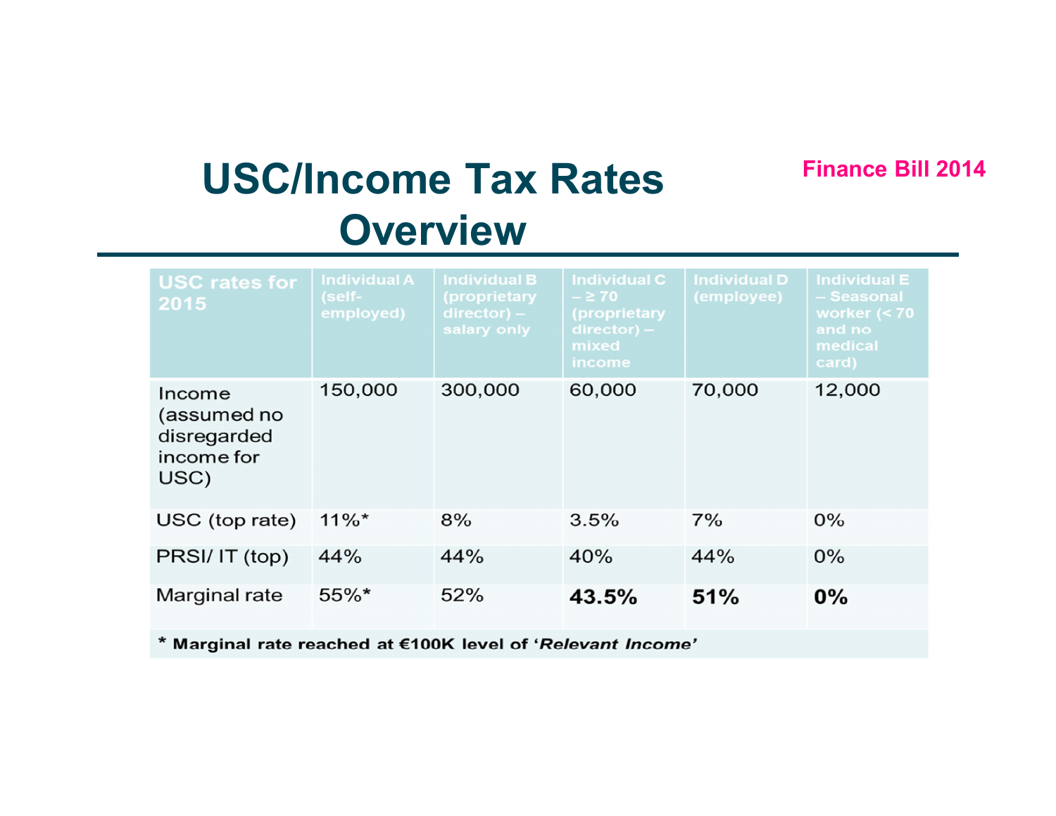# USC/Income Tax Rates Overview

Finance Bill 2014

| USC rates for 2015 | Individual A (self-employed) | Individual B (proprietary director) – salary only | Individual C – ≥ 70 (proprietary director) – mixed income | Individual D (employee) | Individual E – Seasonal worker (< 70 and no medical card) |
|---|---|---|---|---|---|
| Income (assumed no disregarded income for USC) | 150,000 | 300,000 | 60,000 | 70,000 | 12,000 |
| USC (top rate) | 11%* | 8% | 3.5% | 7% | 0% |
| PRSI/ IT (top) | 44% | 44% | 40% | 44% | 0% |
| Marginal rate | 55%* | 52% | **43.5%** | **51%** | **0%** |

**\* Marginal rate reached at €100K level of '*Relevant Income*'**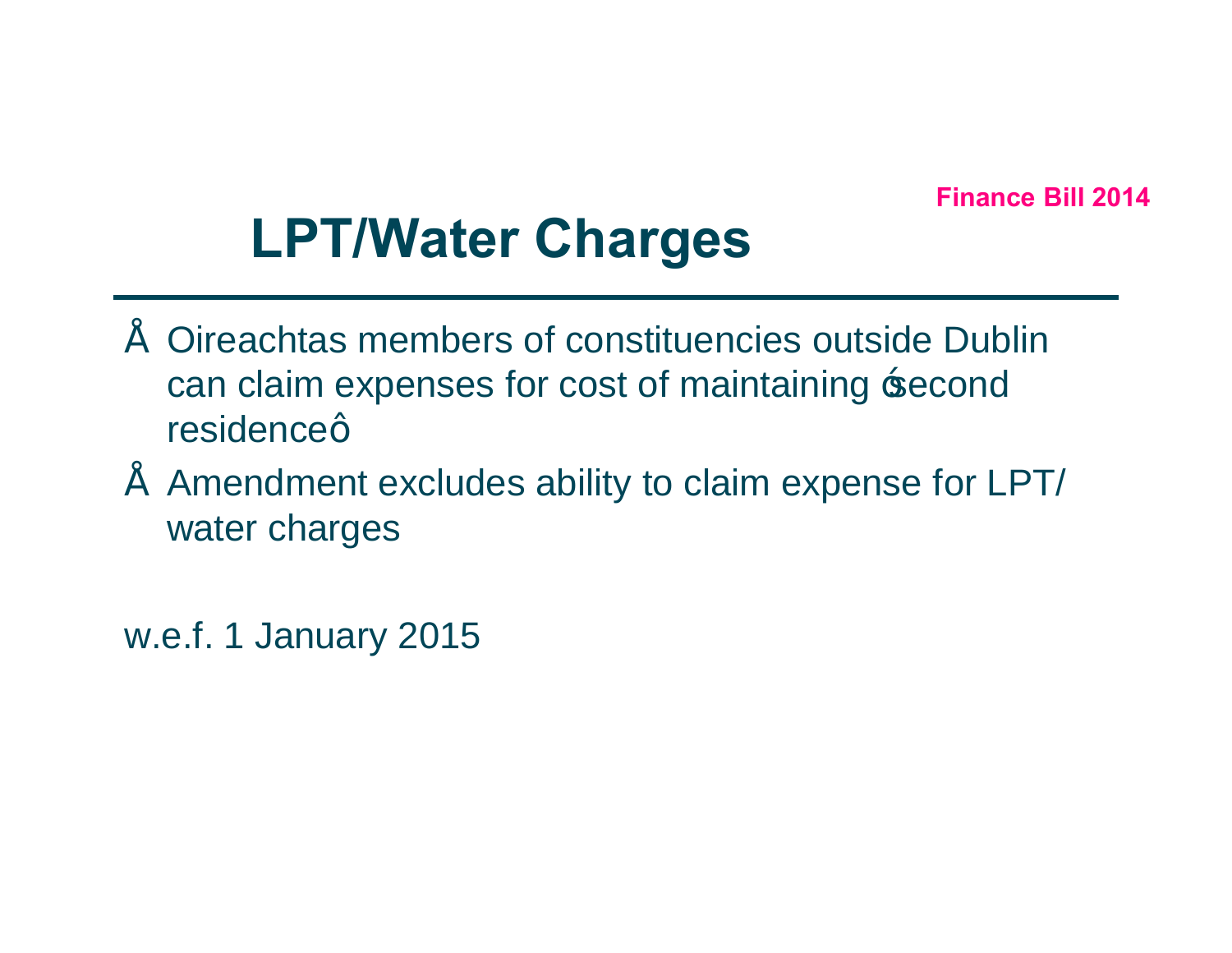Finance Bill 2014

# LPT/Water Charges

- Oireachtas members of constituencies outside Dublin can claim expenses for cost of maintaining "second residence"
- Amendment excludes ability to claim expense for LPT/ water charges

w.e.f. 1 January 2015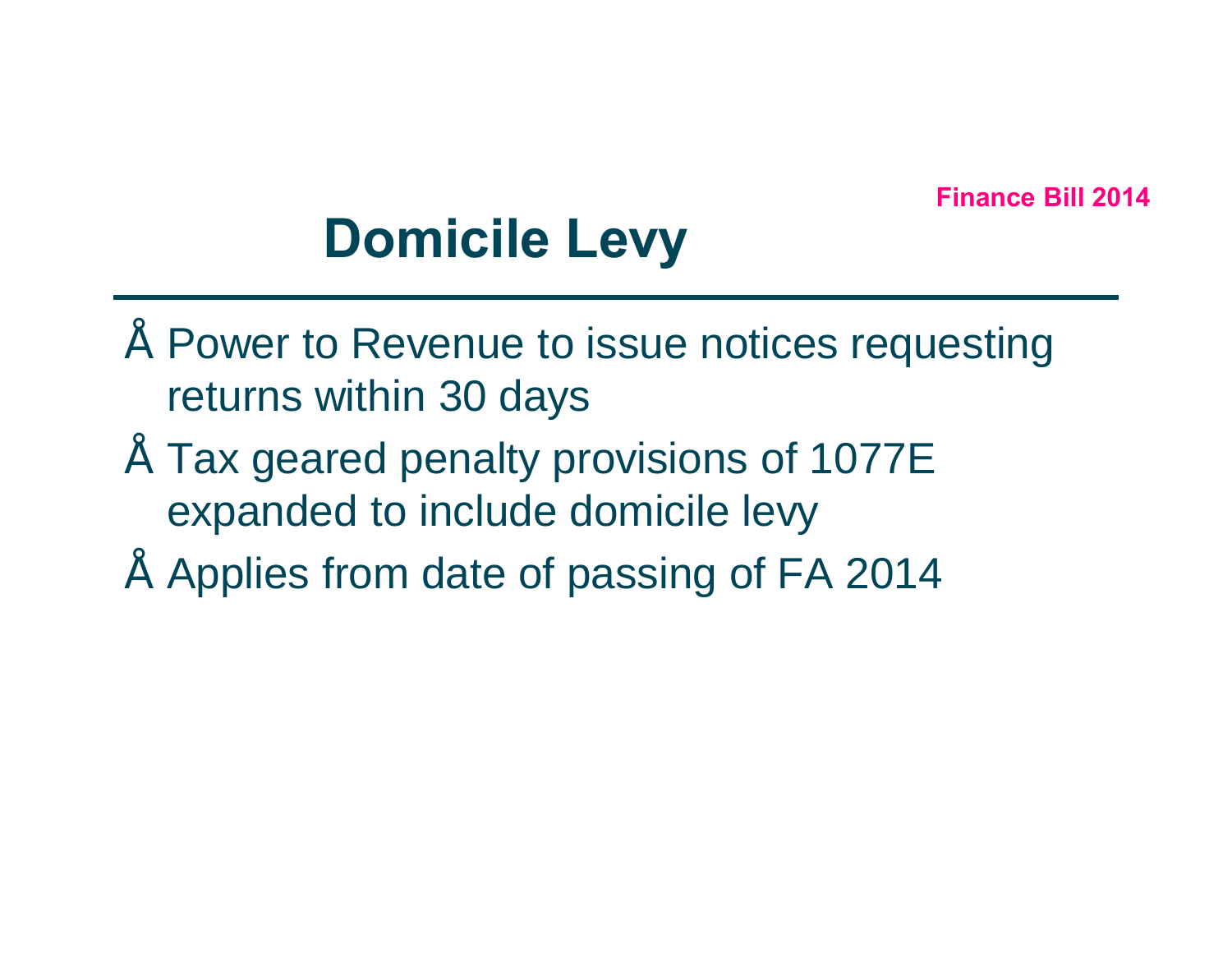Finance Bill 2014

# Domicile Levy

- Power to Revenue to issue notices requesting returns within 30 days
- Tax geared penalty provisions of 1077E expanded to include domicile levy
- Applies from date of passing of FA 2014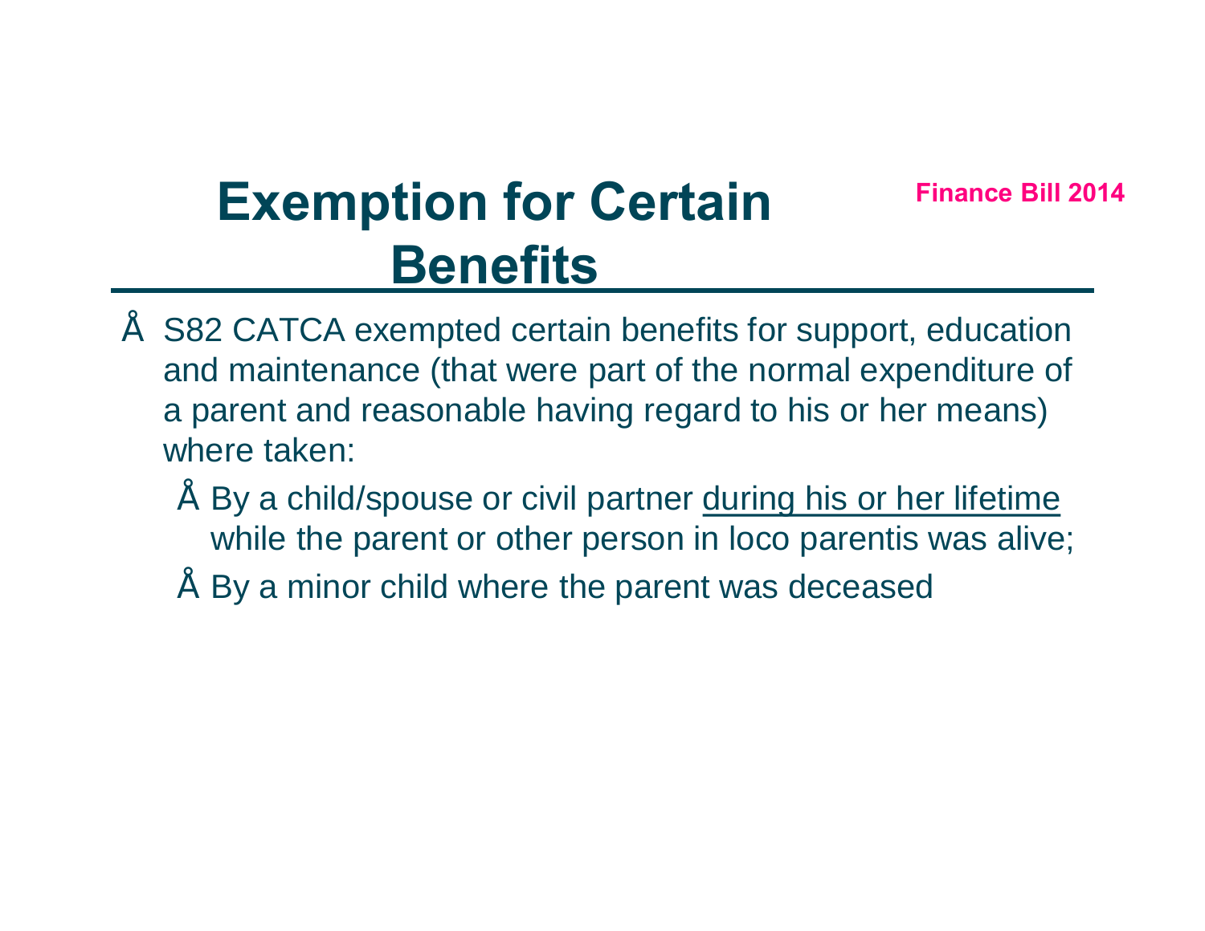# Exemption for Certain Benefits

Finance Bill 2014

- S82 CATCA exempted certain benefits for support, education and maintenance (that were part of the normal expenditure of a parent and reasonable having regard to his or her means) where taken:
  - By a child/spouse or civil partner during his or her lifetime while the parent or other person in loco parentis was alive;
  - By a minor child where the parent was deceased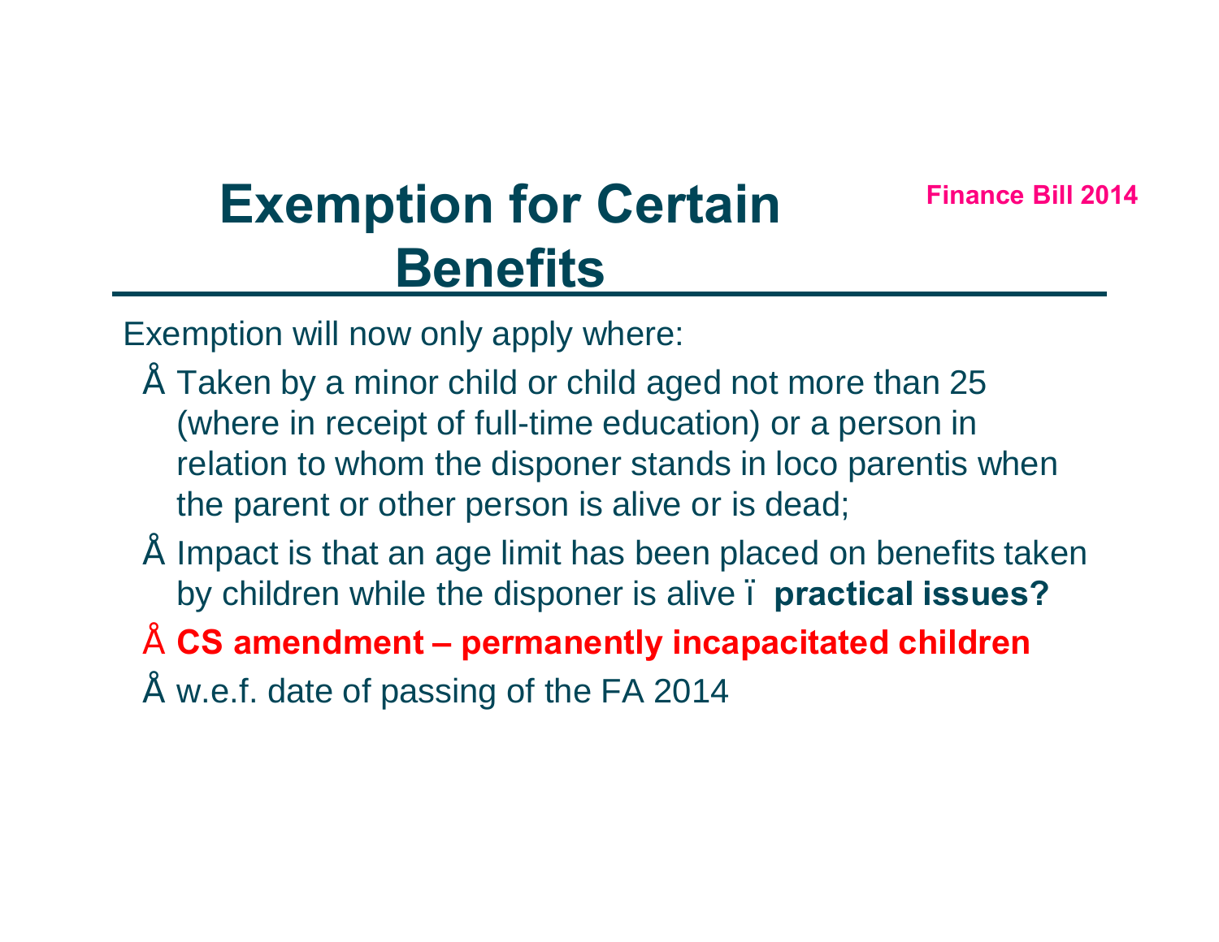# Exemption for Certain Benefits

**Finance Bill 2014**

Exemption will now only apply where:

- Taken by a minor child or child aged not more than 25 (where in receipt of full-time education) or a person in relation to whom the disponer stands in loco parentis when the parent or other person is alive or is dead;
- Impact is that an age limit has been placed on benefits taken by children while the disponer is alive – **practical issues?**
- **CS amendment – permanently incapacitated children**
- w.e.f. date of passing of the FA 2014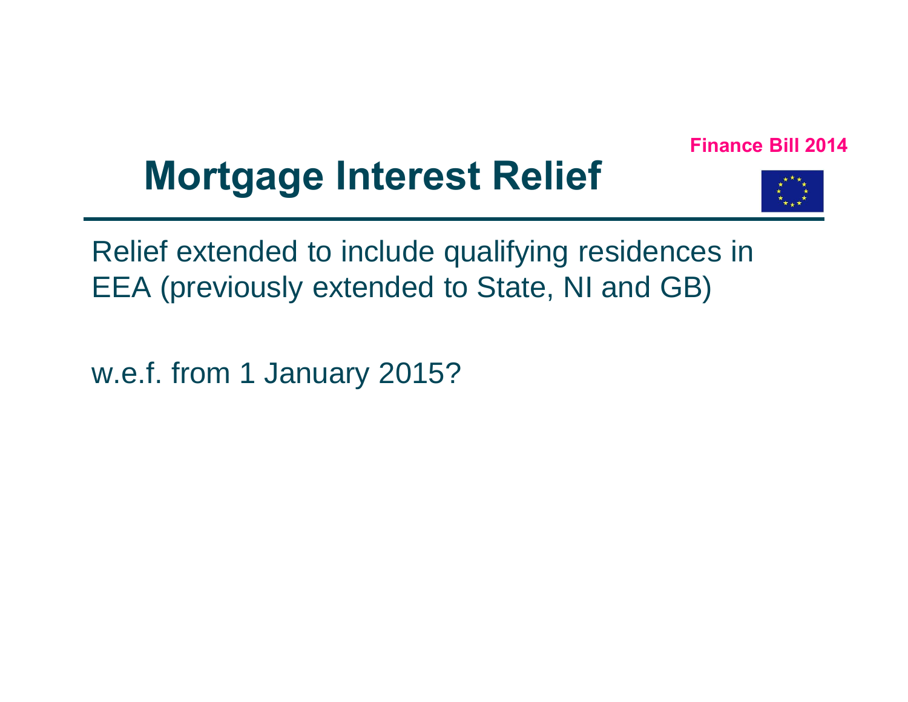Finance Bill 2014

# Mortgage Interest Relief

Relief extended to include qualifying residences in EEA (previously extended to State, NI and GB)

w.e.f. from 1 January 2015?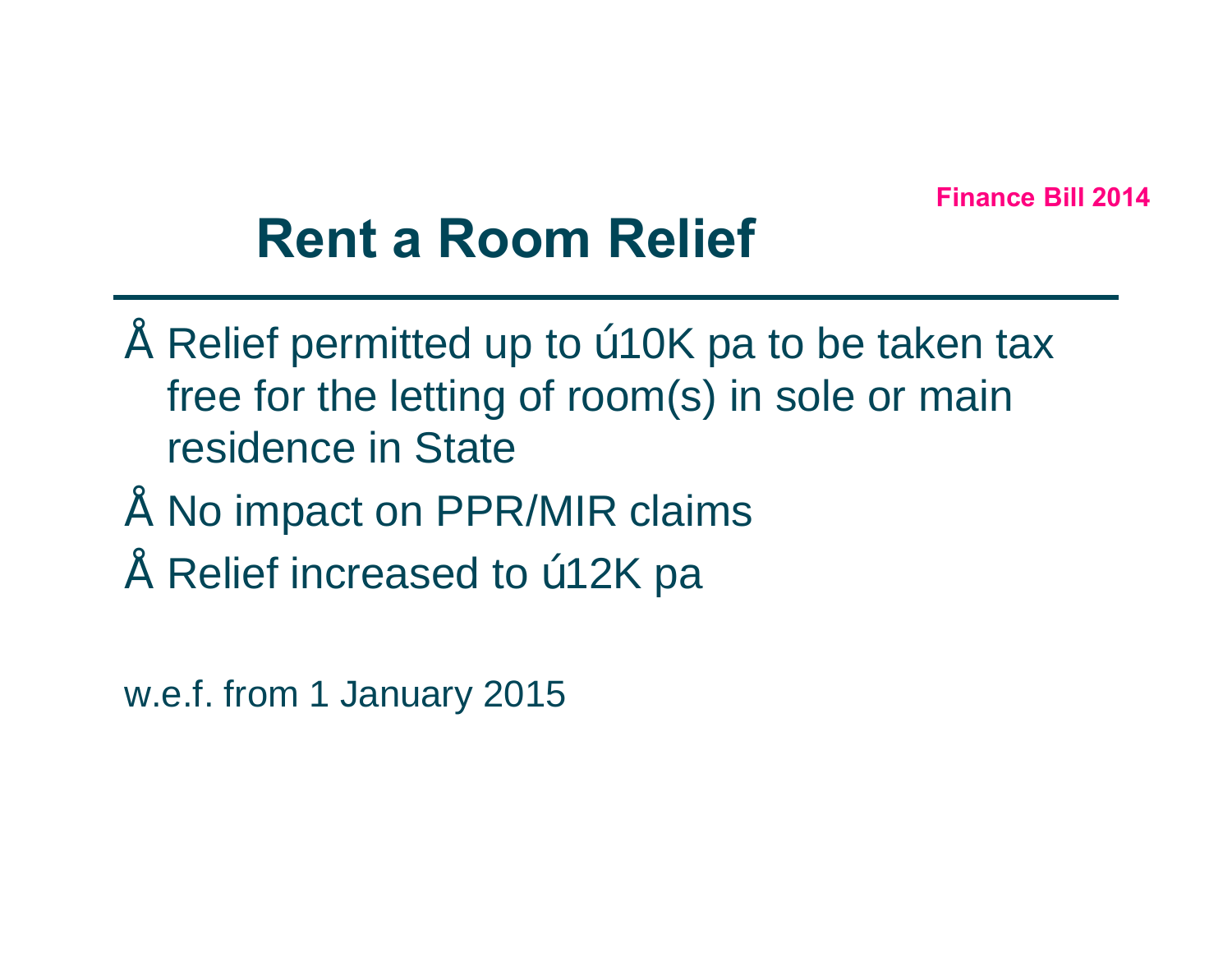Finance Bill 2014

# Rent a Room Relief

- Relief permitted up to ú10K pa to be taken tax free for the letting of room(s) in sole or main residence in State
- No impact on PPR/MIR claims
- Relief increased to ú12K pa

w.e.f. from 1 January 2015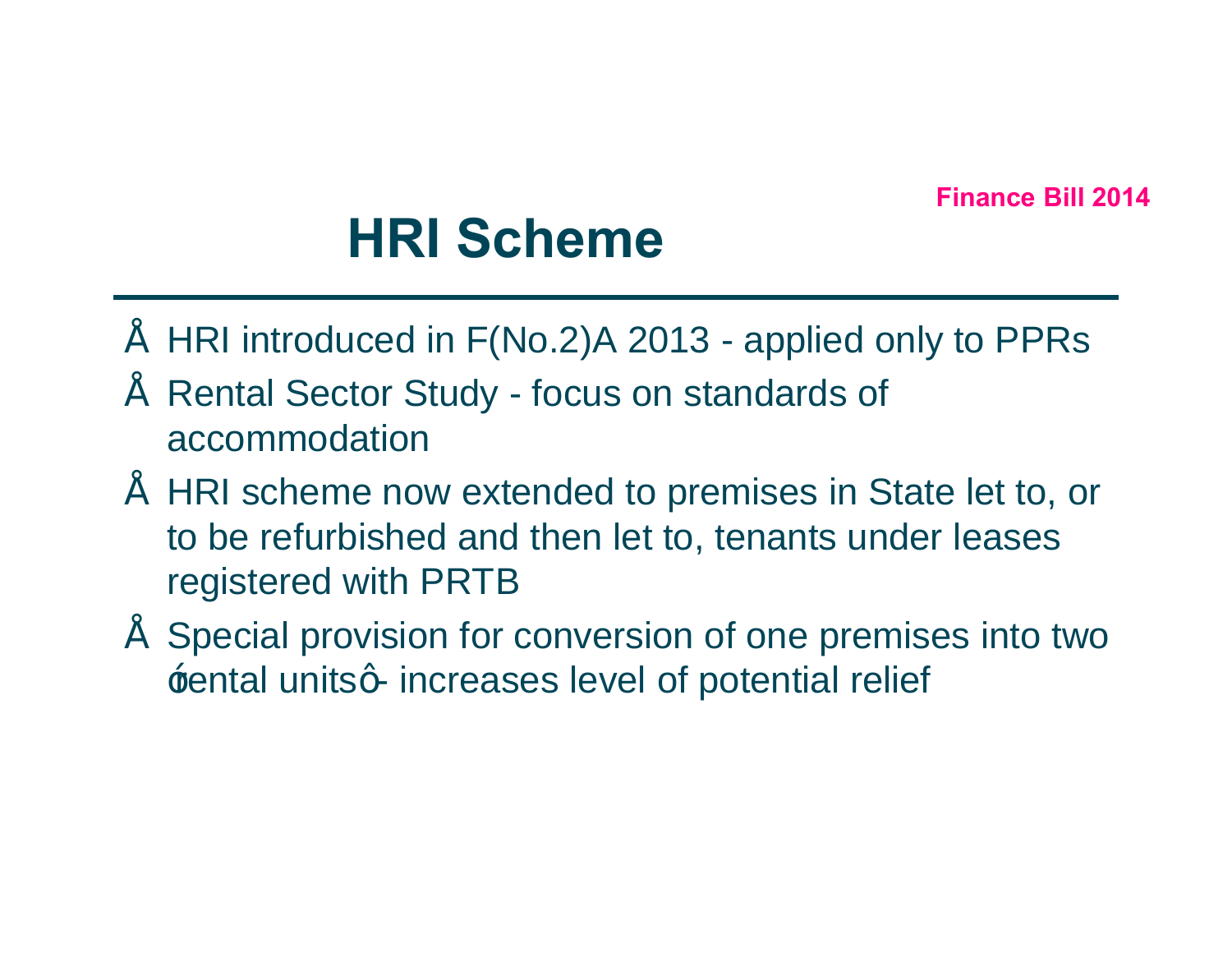Finance Bill 2014

# HRI Scheme

- HRI introduced in F(No.2)A 2013 - applied only to PPRs
- Rental Sector Study - focus on standards of accommodation
- HRI scheme now extended to premises in State let to, or to be refurbished and then let to, tenants under leases registered with PRTB
- Special provision for conversion of one premises into two "rental units" - increases level of potential relief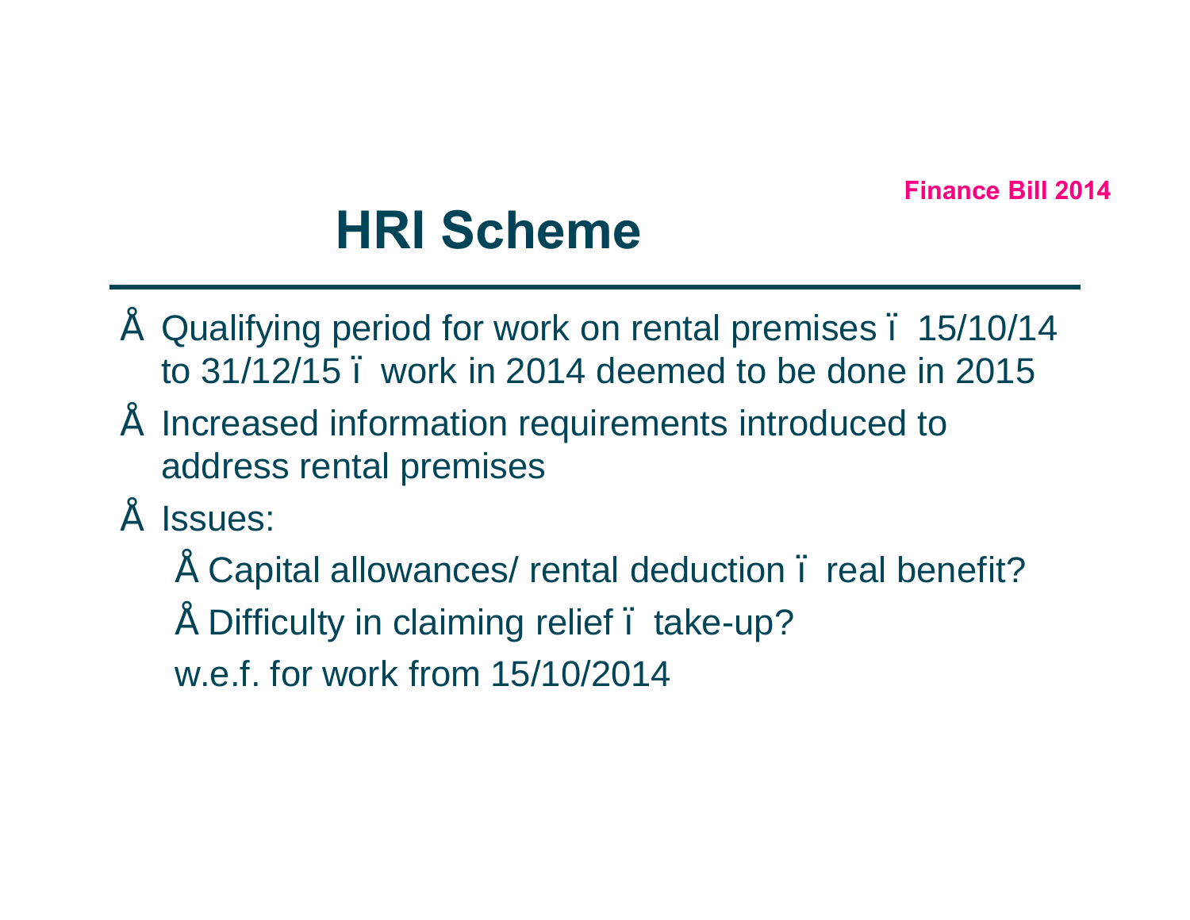Finance Bill 2014

# HRI Scheme

- Qualifying period for work on rental premises – 15/10/14 to 31/12/15 – work in 2014 deemed to be done in 2015
- Increased information requirements introduced to address rental premises
- Issues:
  - Capital allowances/ rental deduction – real benefit?
  - Difficulty in claiming relief – take-up?

  w.e.f. for work from 15/10/2014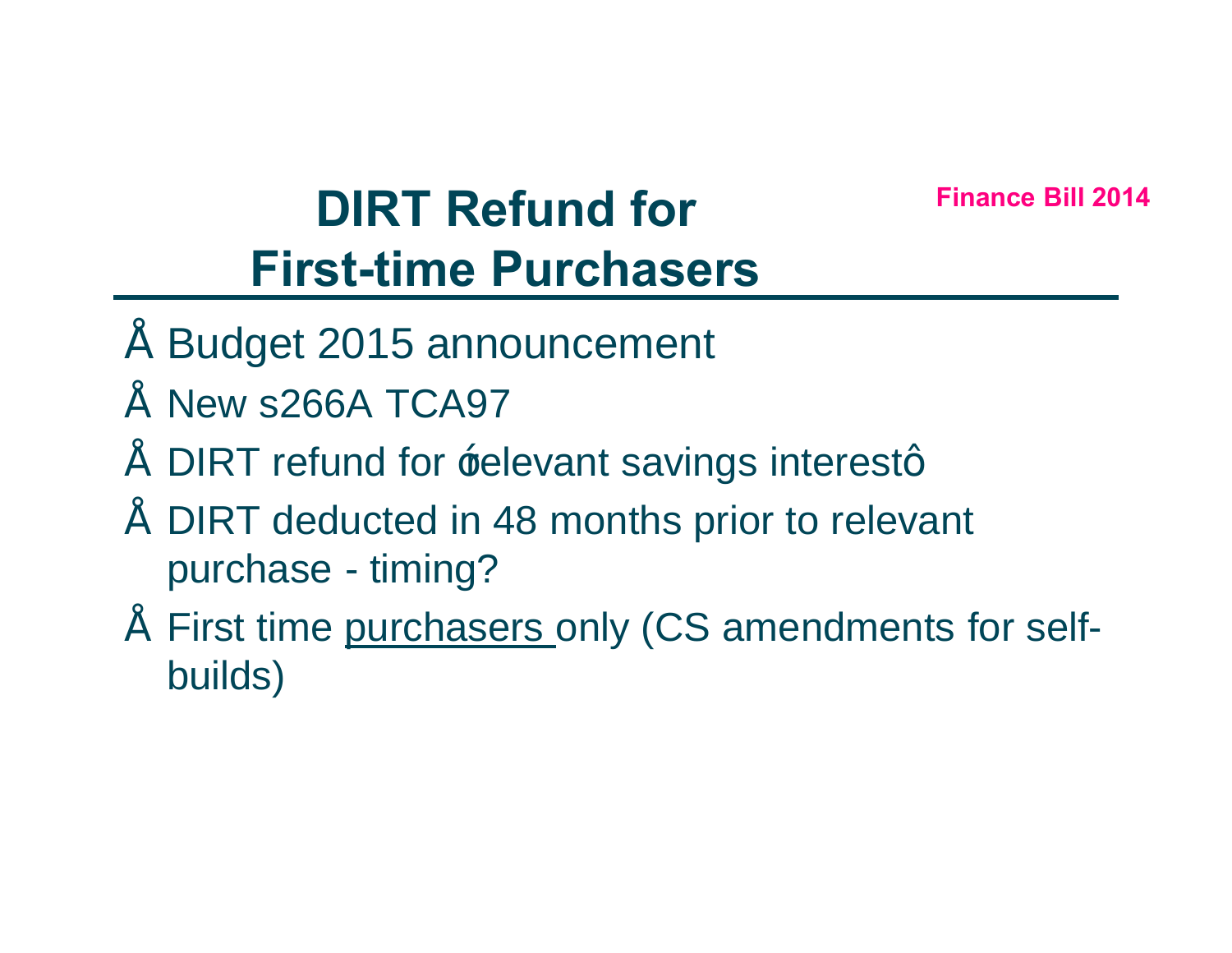Finance Bill 2014

# DIRT Refund for First-time Purchasers

- Budget 2015 announcement
- New s266A TCA97
- DIRT refund for "relevant savings interest"
- DIRT deducted in 48 months prior to relevant purchase - timing?
- First time purchasers only (CS amendments for self-builds)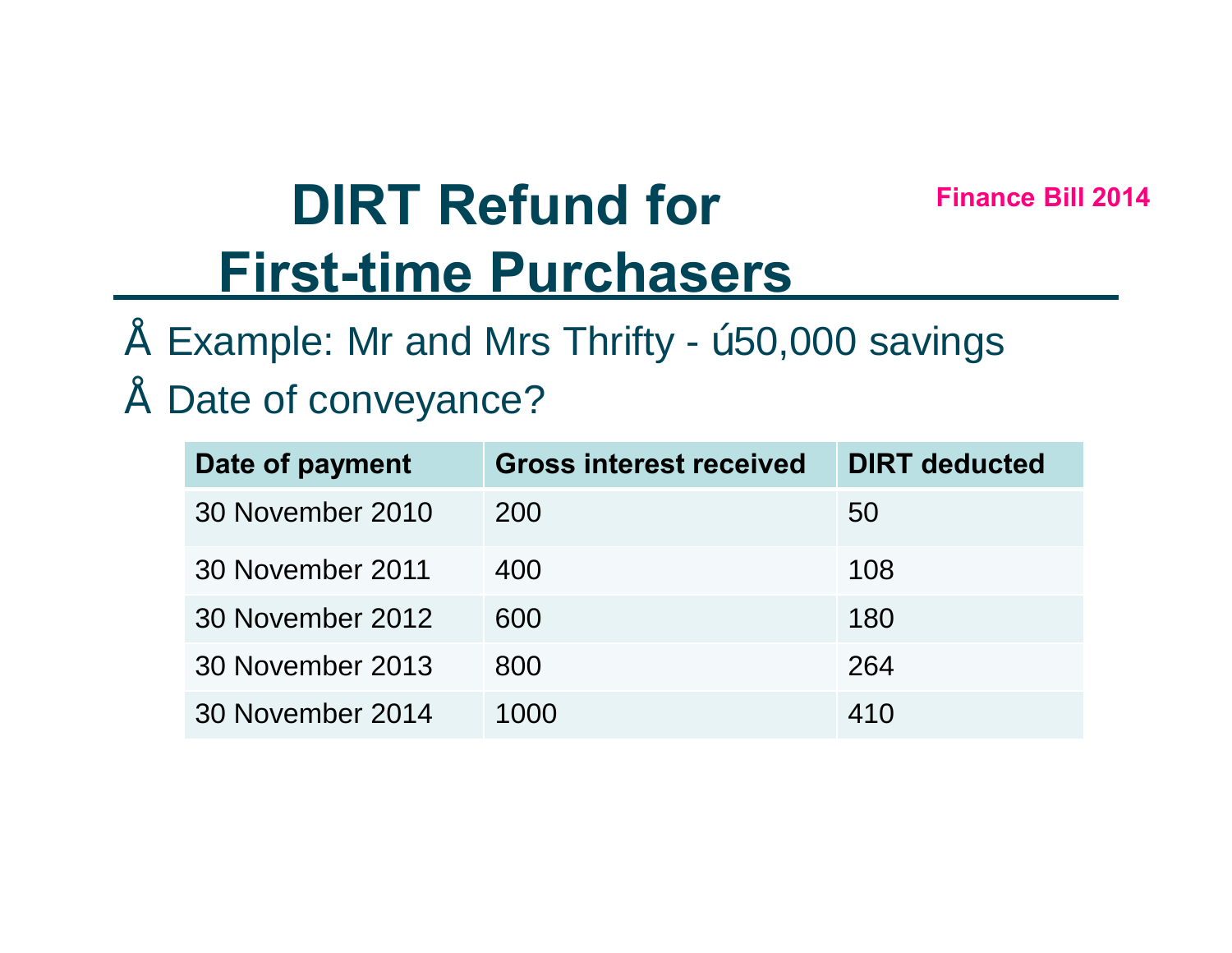# DIRT Refund for First-time Purchasers

Finance Bill 2014

- Example: Mr and Mrs Thrifty - ú50,000 savings
- Date of conveyance?

| Date of payment | Gross interest received | DIRT deducted |
|---|---|---|
| 30 November 2010 | 200 | 50 |
| 30 November 2011 | 400 | 108 |
| 30 November 2012 | 600 | 180 |
| 30 November 2013 | 800 | 264 |
| 30 November 2014 | 1000 | 410 |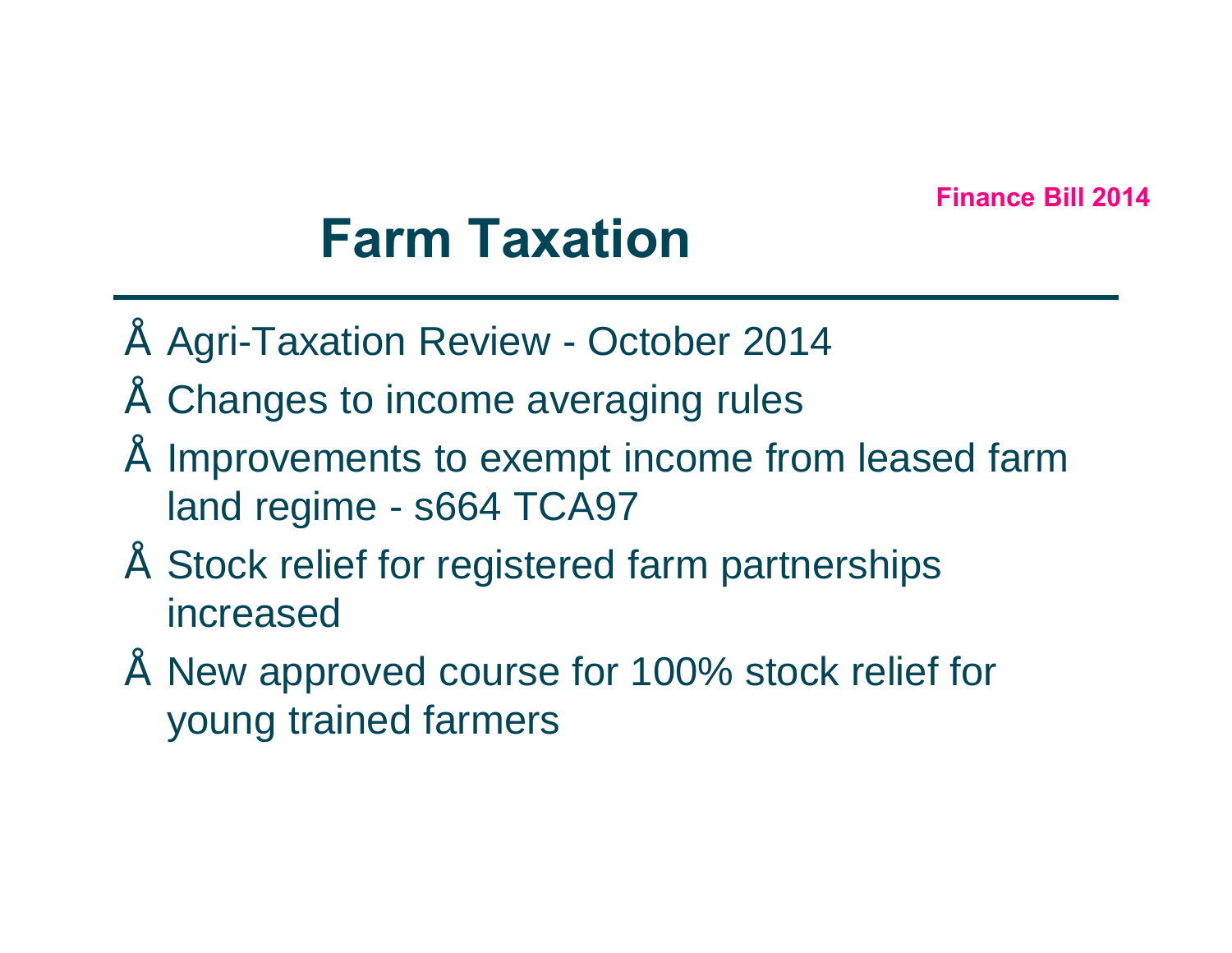Finance Bill 2014

# Farm Taxation

- Agri-Taxation Review - October 2014
- Changes to income averaging rules
- Improvements to exempt income from leased farm land regime - s664 TCA97
- Stock relief for registered farm partnerships increased
- New approved course for 100% stock relief for young trained farmers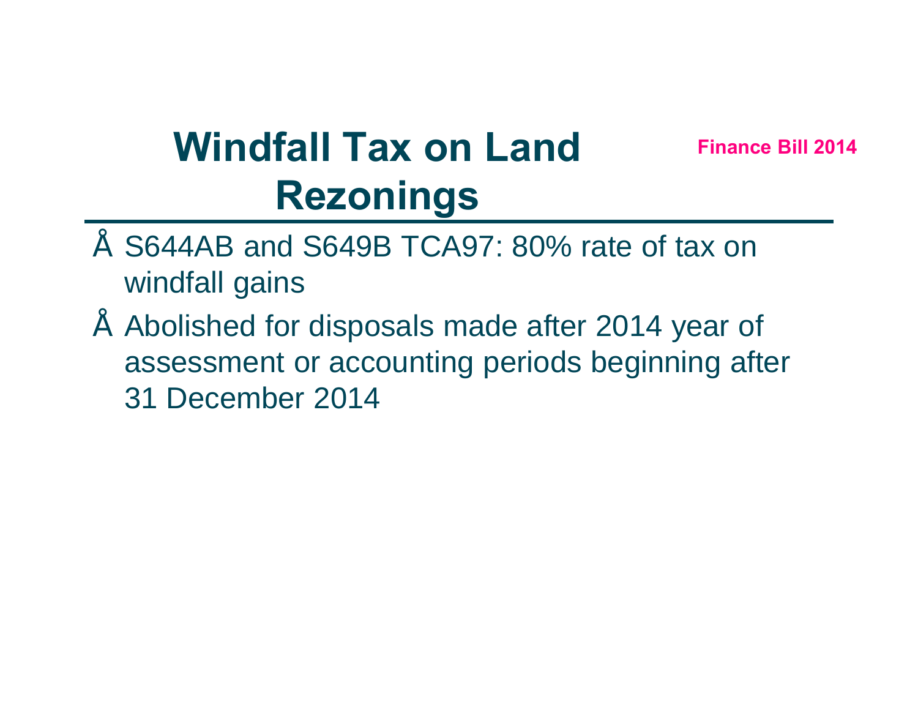# Windfall Tax on Land Rezonings

**Finance Bill 2014**

- S644AB and S649B TCA97: 80% rate of tax on windfall gains
- Abolished for disposals made after 2014 year of assessment or accounting periods beginning after 31 December 2014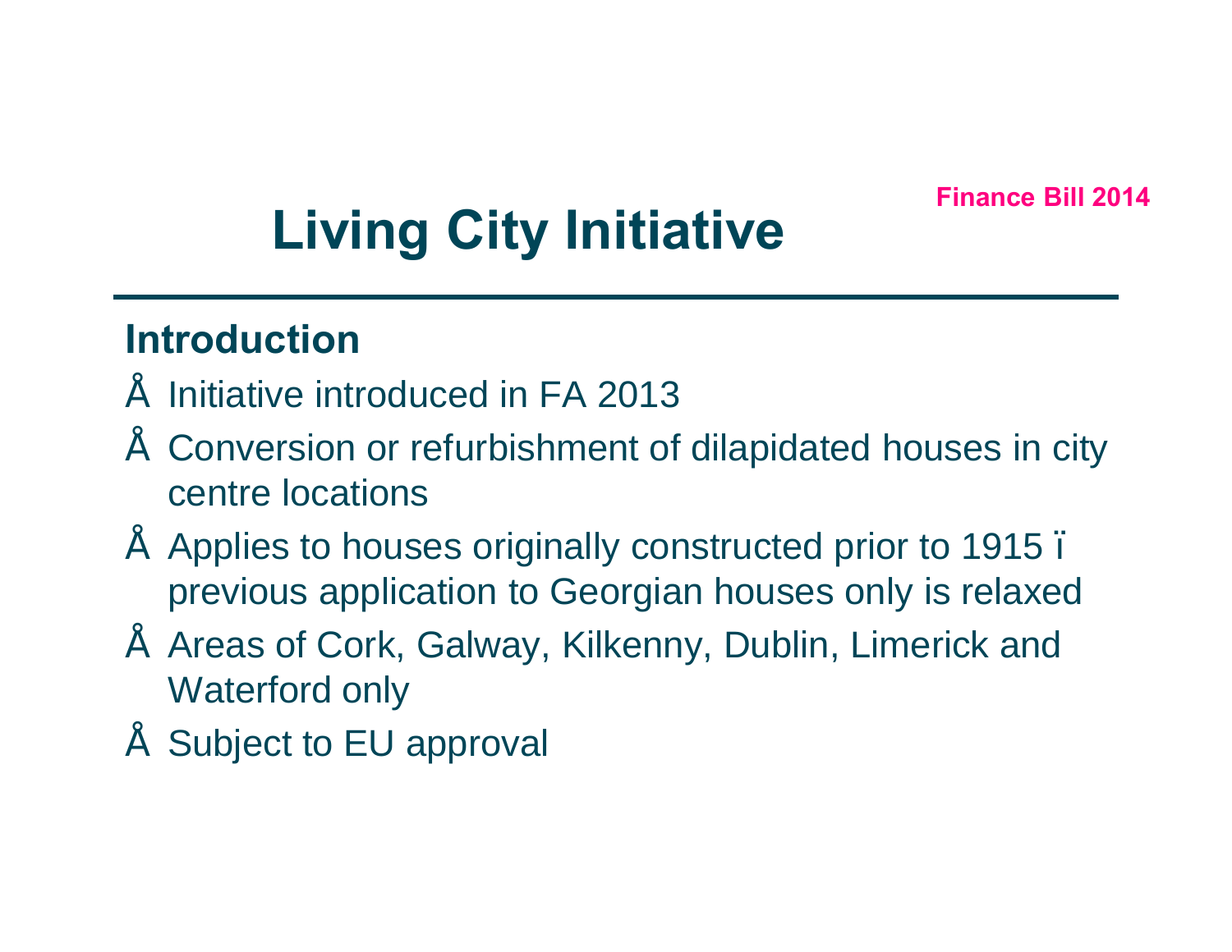Finance Bill 2014

# Living City Initiative

## Introduction

- Initiative introduced in FA 2013
- Conversion or refurbishment of dilapidated houses in city centre locations
- Applies to houses originally constructed prior to 1915 – previous application to Georgian houses only is relaxed
- Areas of Cork, Galway, Kilkenny, Dublin, Limerick and Waterford only
- Subject to EU approval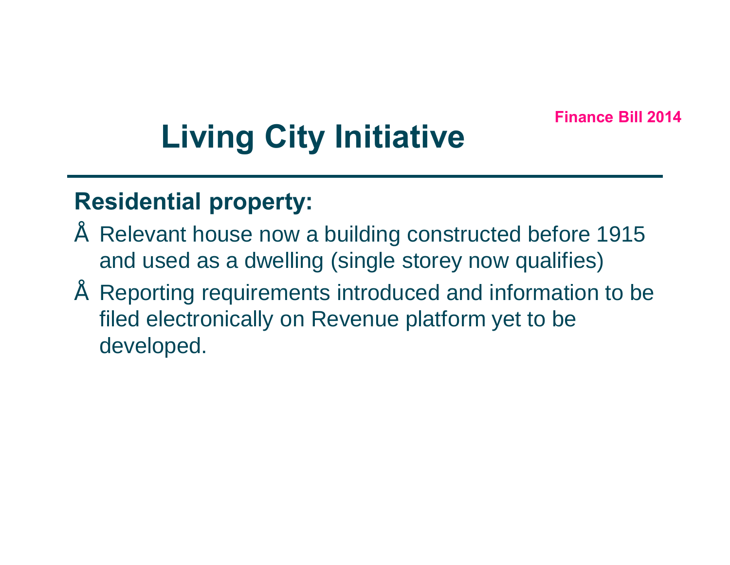Finance Bill 2014

# Living City Initiative

## Residential property:

- Relevant house now a building constructed before 1915 and used as a dwelling (single storey now qualifies)
- Reporting requirements introduced and information to be filed electronically on Revenue platform yet to be developed.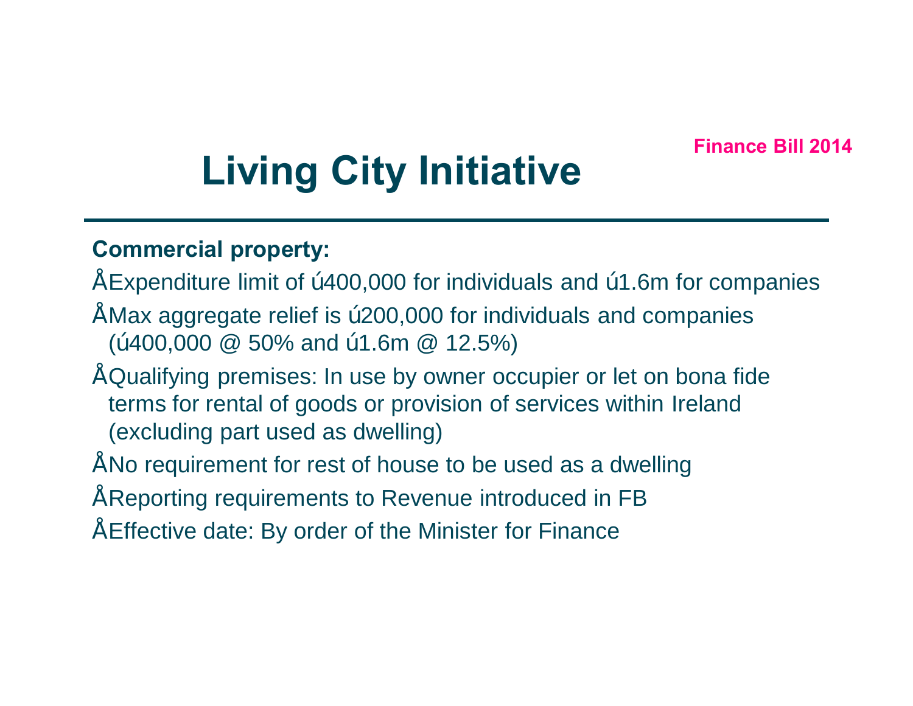Finance Bill 2014

# Living City Initiative

**Commercial property:**

- Expenditure limit of ú400,000 for individuals and ú1.6m for companies
- Max aggregate relief is ú200,000 for individuals and companies (ú400,000 @ 50% and ú1.6m @ 12.5%)
- Qualifying premises: In use by owner occupier or let on bona fide terms for rental of goods or provision of services within Ireland (excluding part used as dwelling)
- No requirement for rest of house to be used as a dwelling
- Reporting requirements to Revenue introduced in FB
- Effective date: By order of the Minister for Finance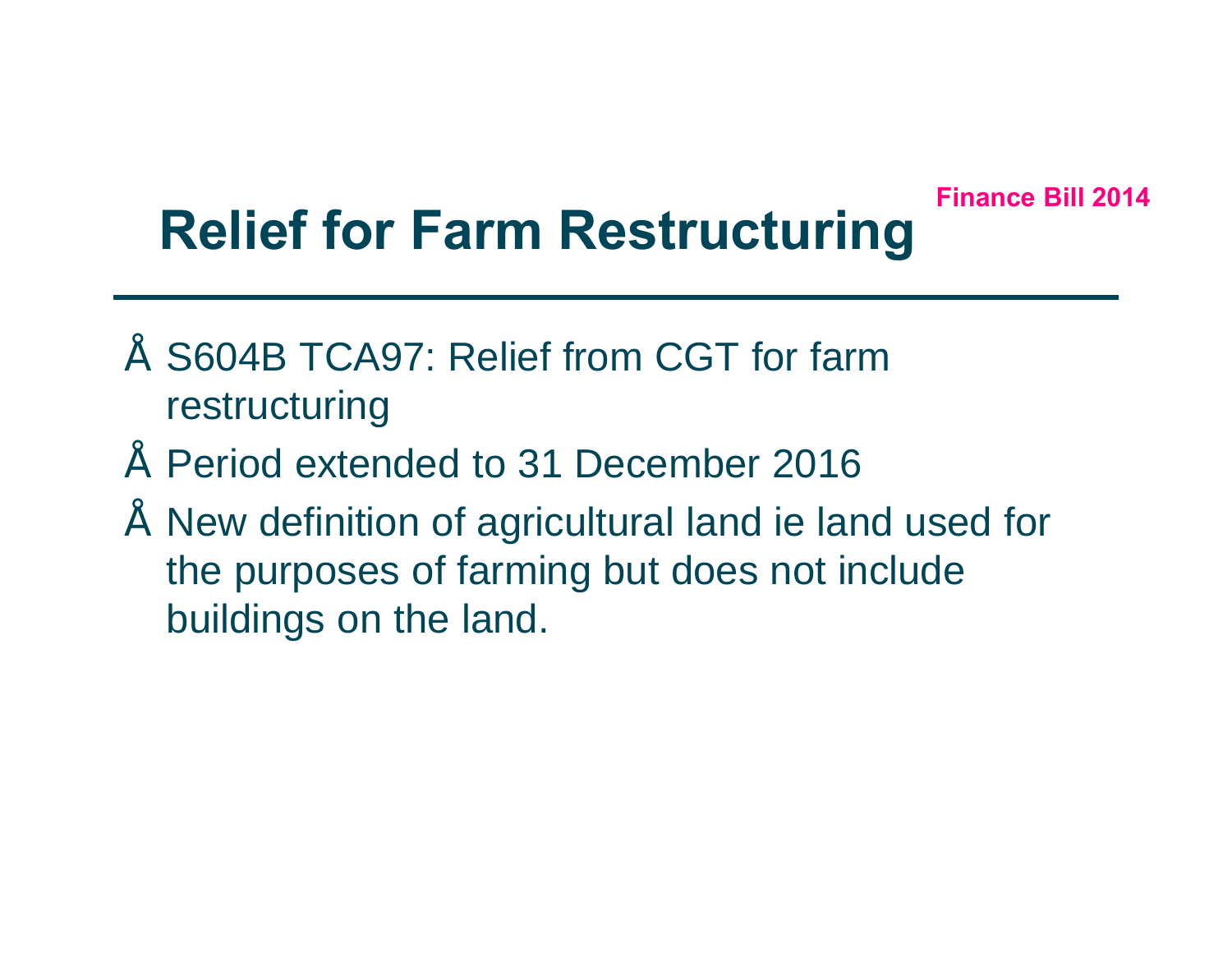Finance Bill 2014

# Relief for Farm Restructuring

- S604B TCA97: Relief from CGT for farm restructuring
- Period extended to 31 December 2016
- New definition of agricultural land ie land used for the purposes of farming but does not include buildings on the land.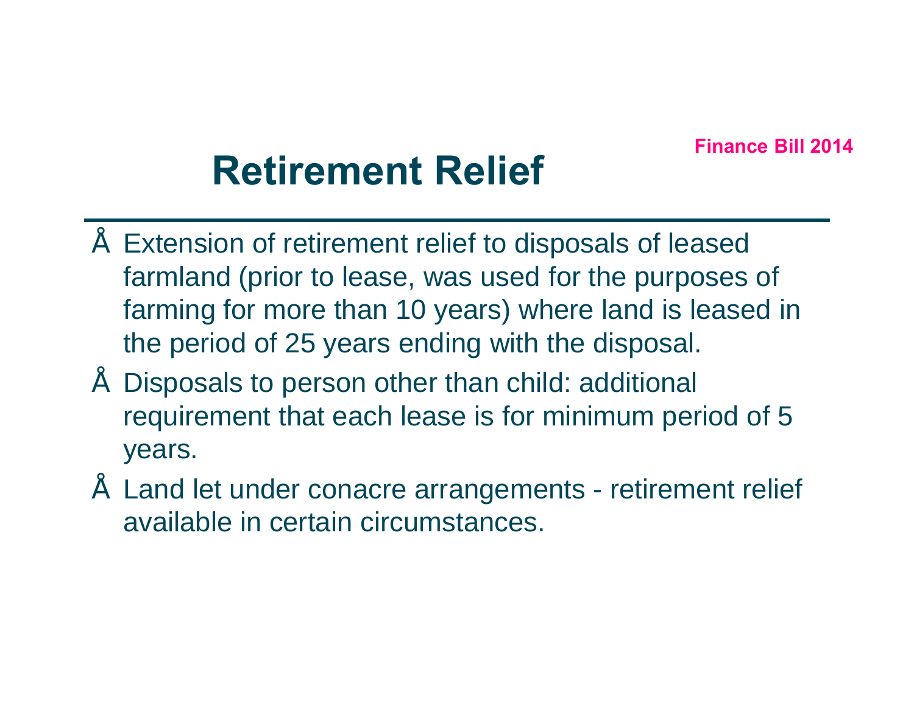Finance Bill 2014

# Retirement Relief

- Extension of retirement relief to disposals of leased farmland (prior to lease, was used for the purposes of farming for more than 10 years) where land is leased in the period of 25 years ending with the disposal.
- Disposals to person other than child: additional requirement that each lease is for minimum period of 5 years.
- Land let under conacre arrangements - retirement relief available in certain circumstances.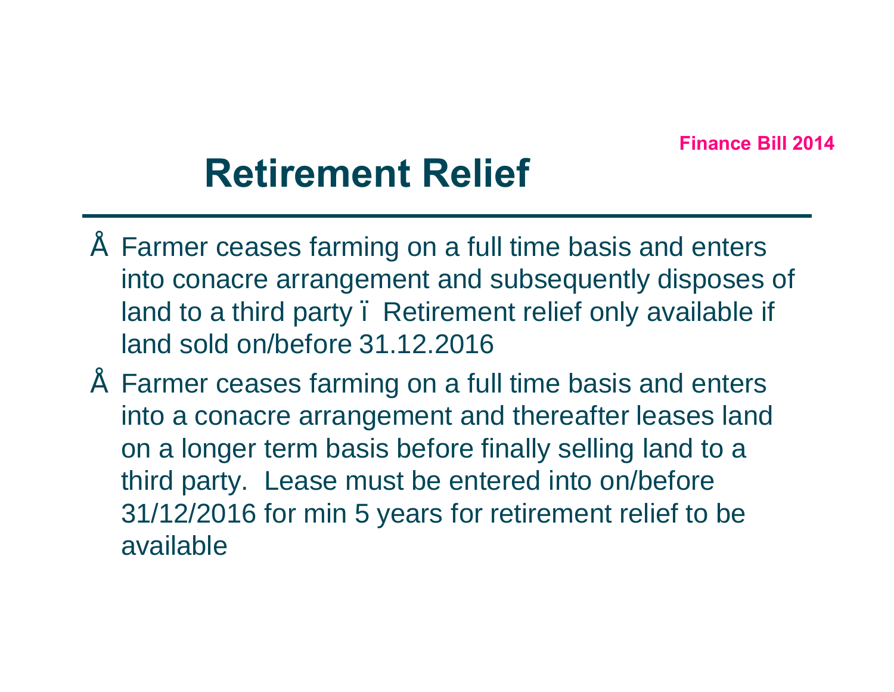Finance Bill 2014

# Retirement Relief

- Farmer ceases farming on a full time basis and enters into conacre arrangement and subsequently disposes of land to a third party – Retirement relief only available if land sold on/before 31.12.2016
- Farmer ceases farming on a full time basis and enters into a conacre arrangement and thereafter leases land on a longer term basis before finally selling land to a third party. Lease must be entered into on/before 31/12/2016 for min 5 years for retirement relief to be available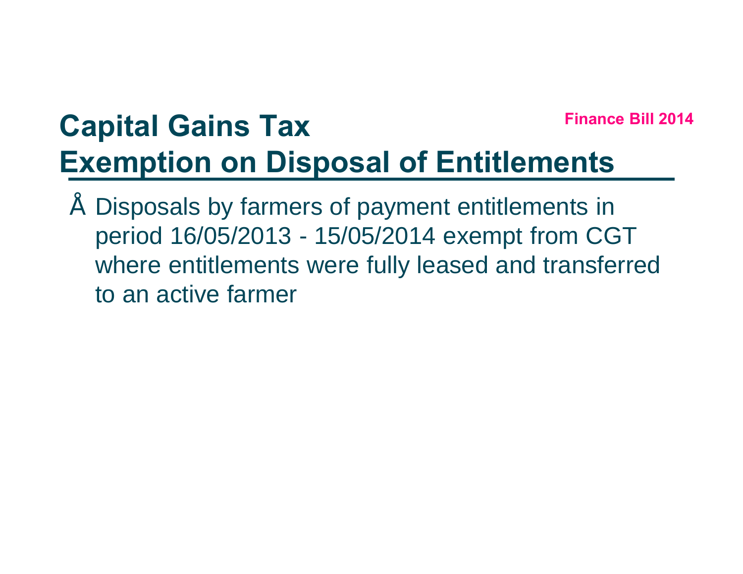Finance Bill 2014

# Capital Gains Tax
# Exemption on Disposal of Entitlements

- Disposals by farmers of payment entitlements in period 16/05/2013 - 15/05/2014 exempt from CGT where entitlements were fully leased and transferred to an active farmer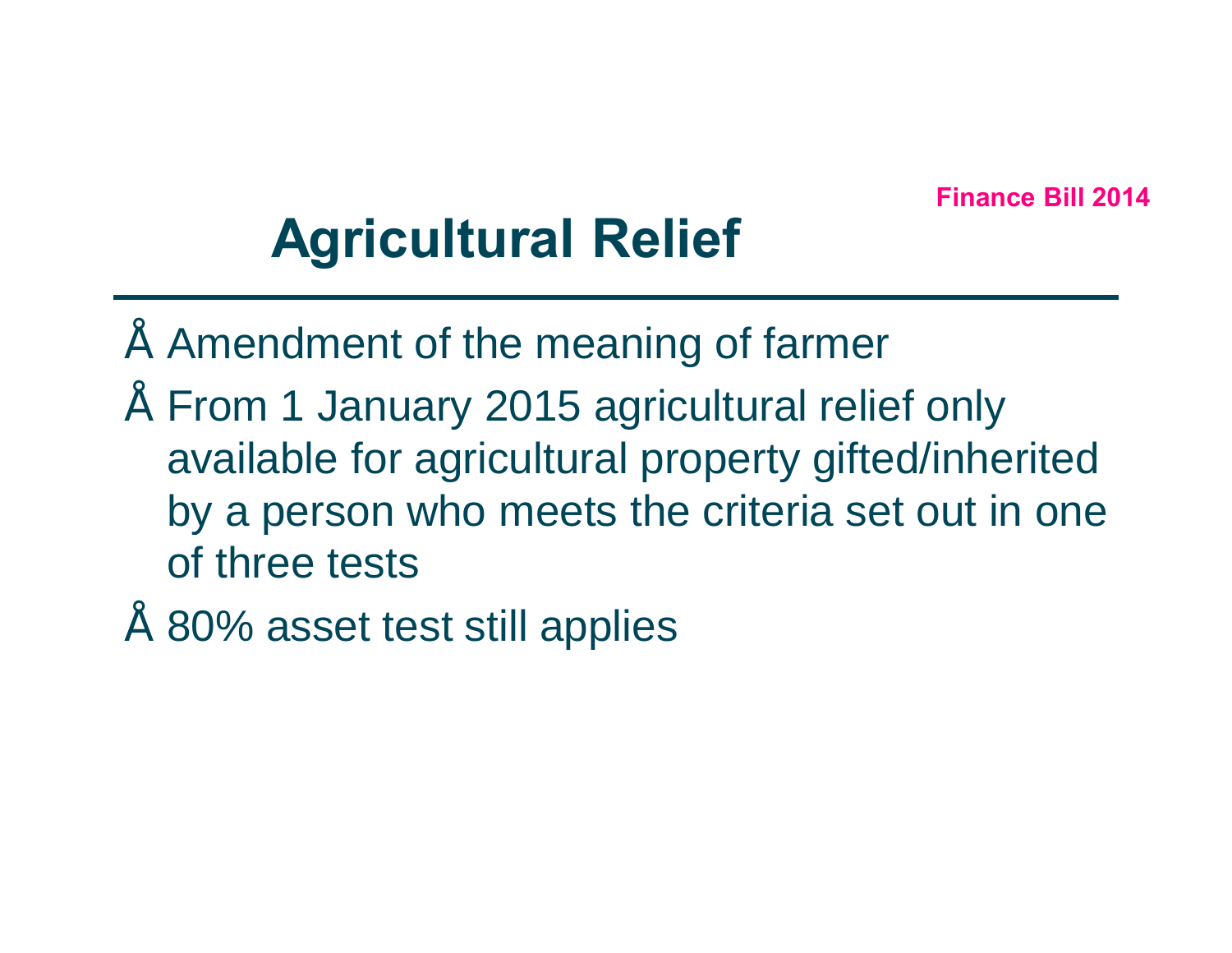Finance Bill 2014

# Agricultural Relief

- Amendment of the meaning of farmer
- From 1 January 2015 agricultural relief only available for agricultural property gifted/inherited by a person who meets the criteria set out in one of three tests
- 80% asset test still applies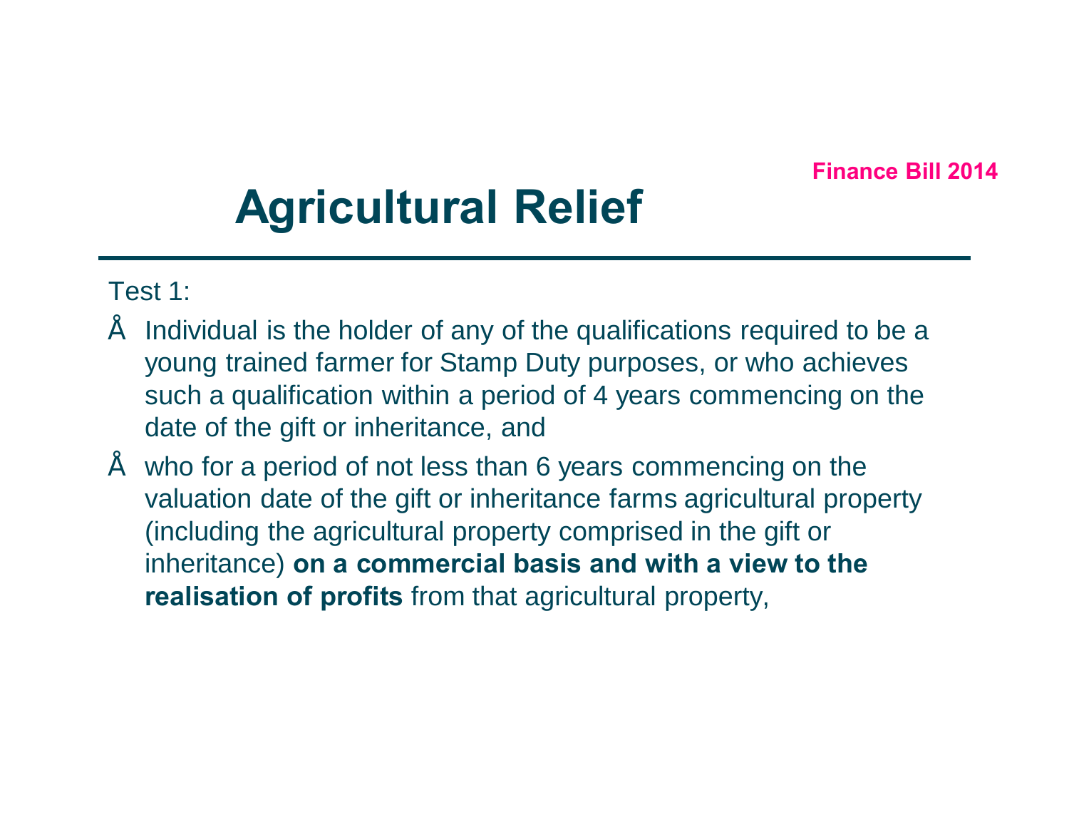Finance Bill 2014

# Agricultural Relief

Test 1:

- Individual is the holder of any of the qualifications required to be a young trained farmer for Stamp Duty purposes, or who achieves such a qualification within a period of 4 years commencing on the date of the gift or inheritance, and
- who for a period of not less than 6 years commencing on the valuation date of the gift or inheritance farms agricultural property (including the agricultural property comprised in the gift or inheritance) **on a commercial basis and with a view to the realisation of profits** from that agricultural property,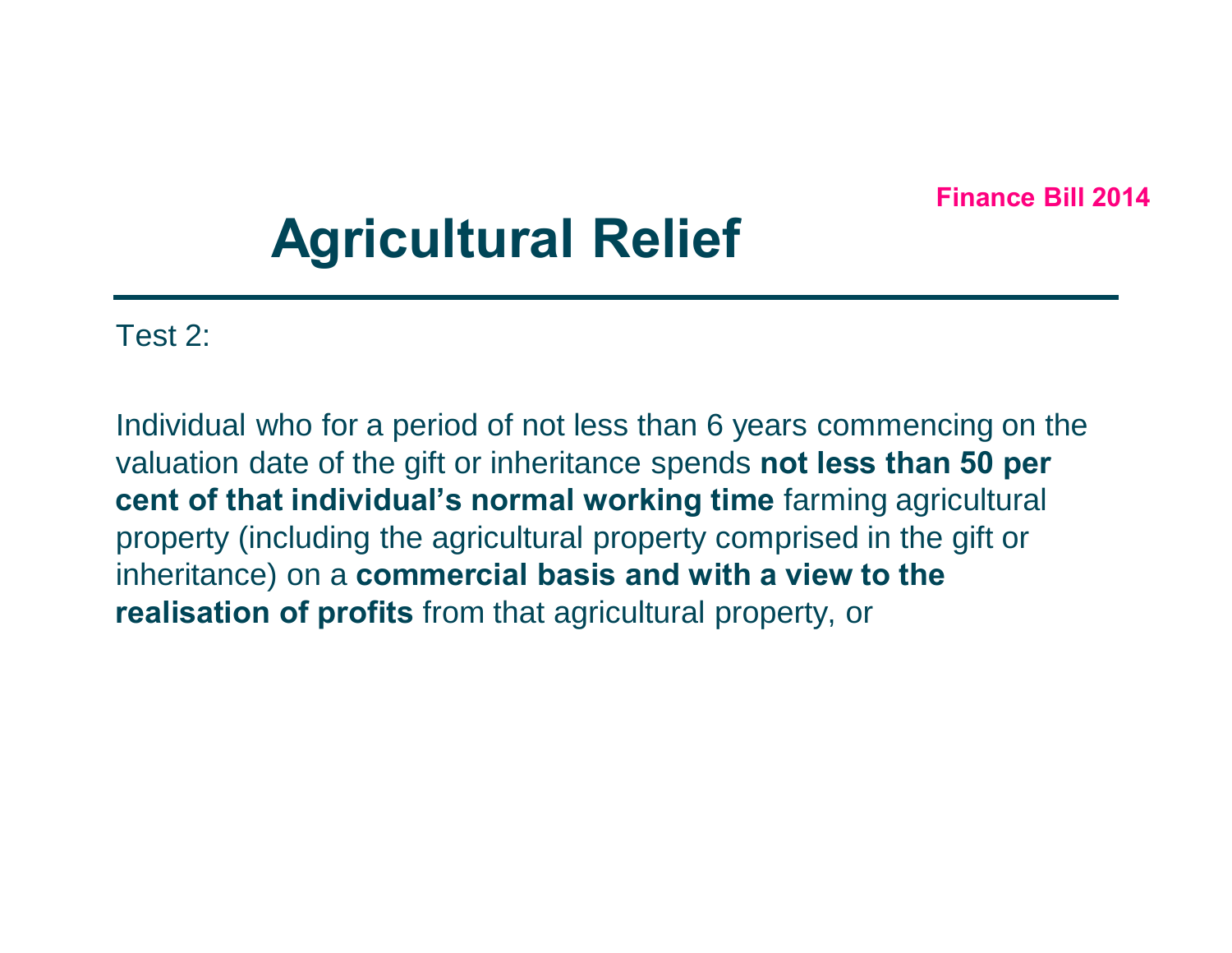Finance Bill 2014

# Agricultural Relief

Test 2:

Individual who for a period of not less than 6 years commencing on the valuation date of the gift or inheritance spends **not less than 50 per cent of that individual's normal working time** farming agricultural property (including the agricultural property comprised in the gift or inheritance) on a **commercial basis and with a view to the realisation of profits** from that agricultural property, or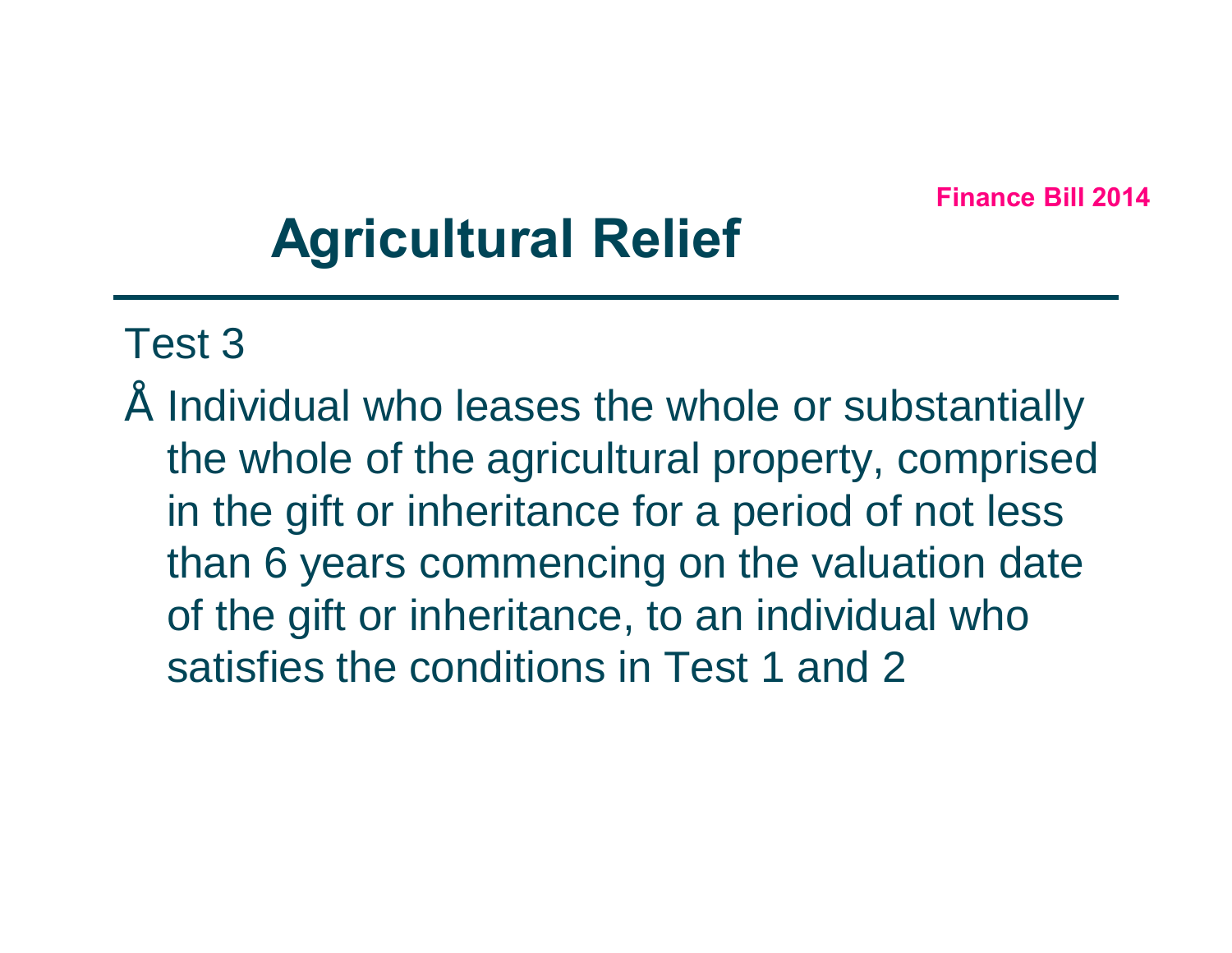Finance Bill 2014

# Agricultural Relief

Test 3

- Individual who leases the whole or substantially the whole of the agricultural property, comprised in the gift or inheritance for a period of not less than 6 years commencing on the valuation date of the gift or inheritance, to an individual who satisfies the conditions in Test 1 and 2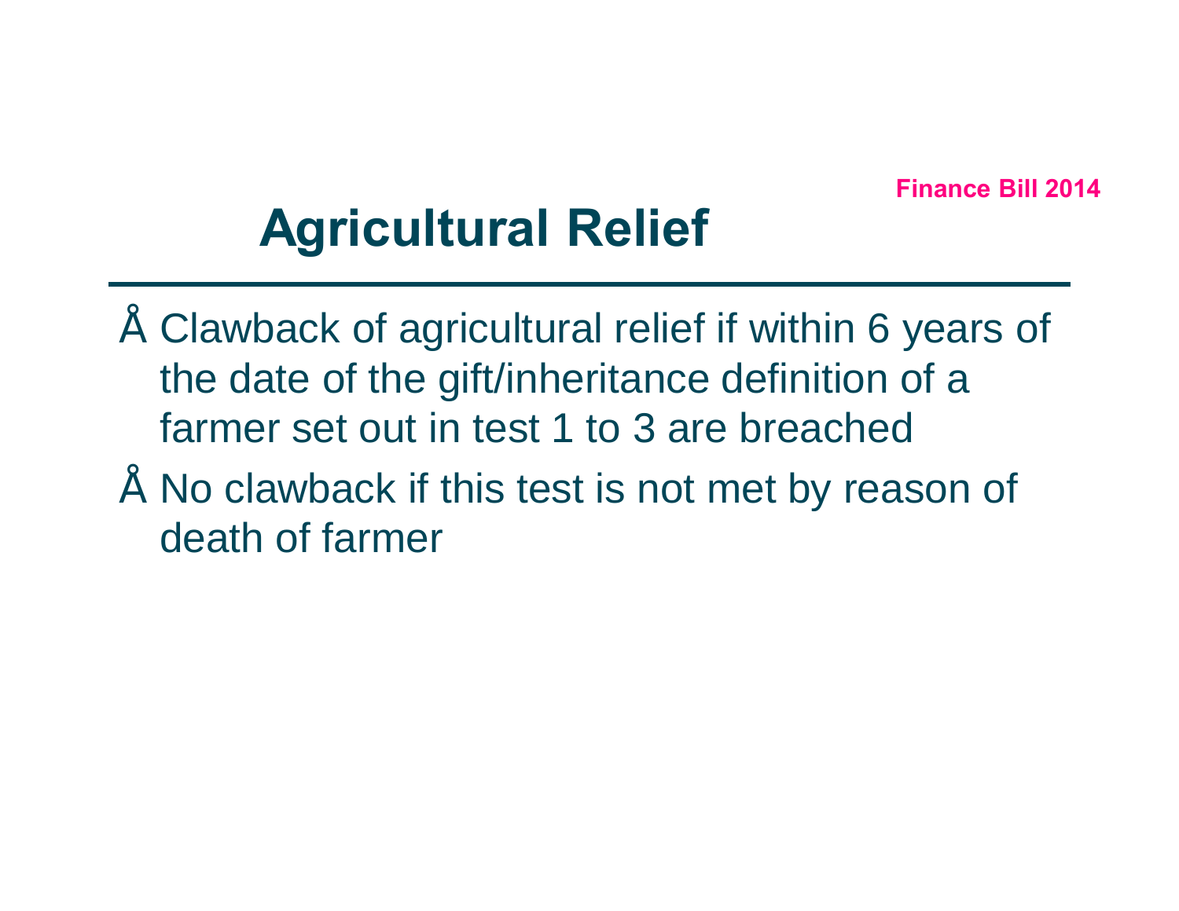Finance Bill 2014

# Agricultural Relief

- Clawback of agricultural relief if within 6 years of the date of the gift/inheritance definition of a farmer set out in test 1 to 3 are breached
- No clawback if this test is not met by reason of death of farmer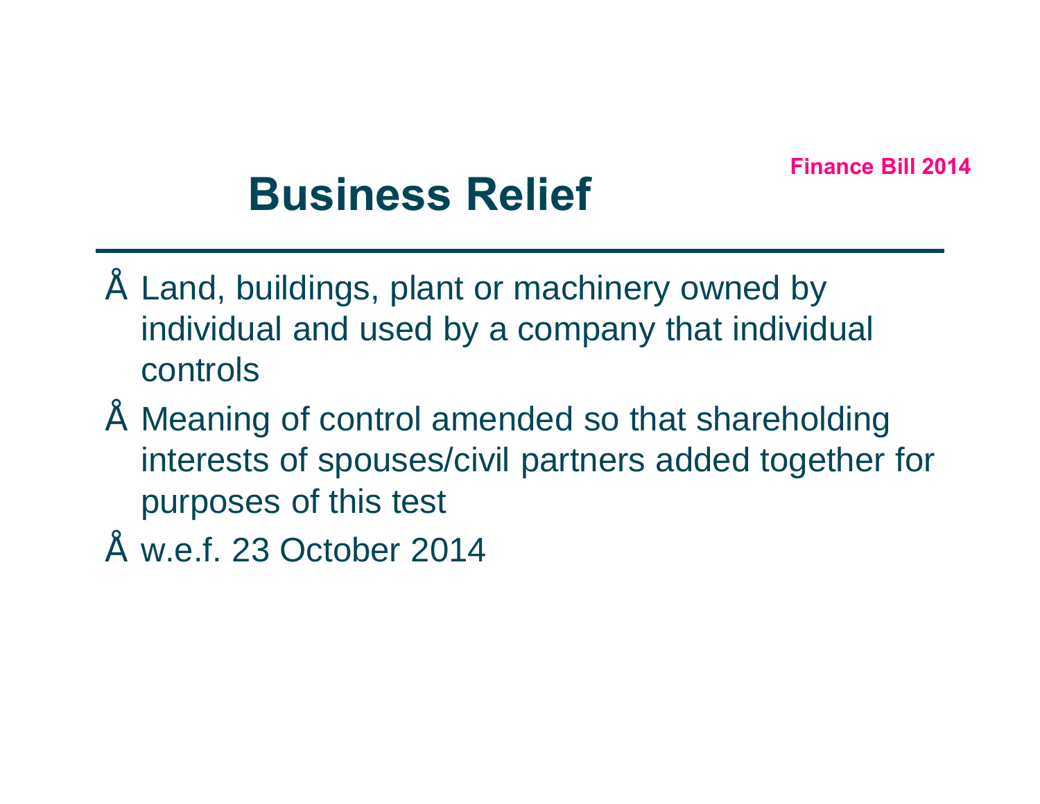Finance Bill 2014

# Business Relief

- Land, buildings, plant or machinery owned by individual and used by a company that individual controls
- Meaning of control amended so that shareholding interests of spouses/civil partners added together for purposes of this test
- w.e.f. 23 October 2014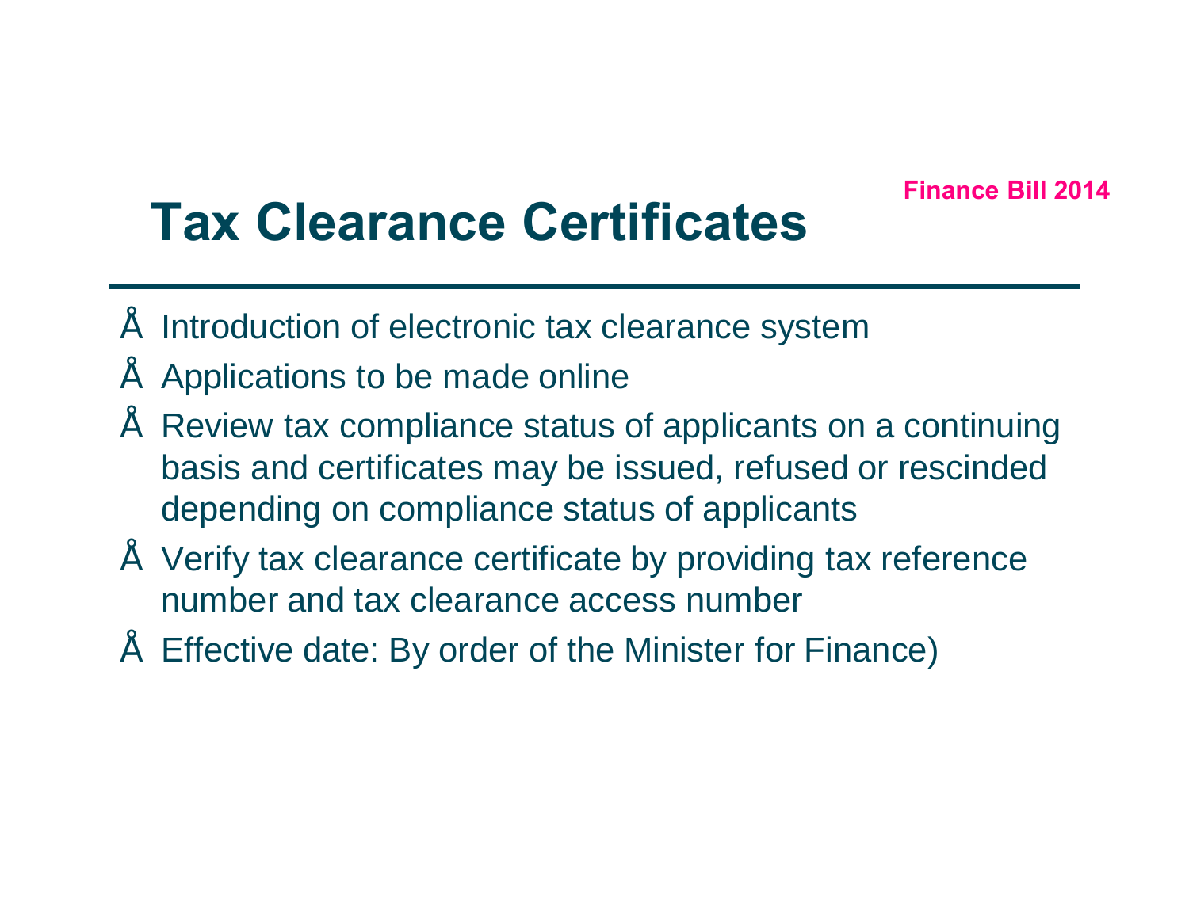Finance Bill 2014

# Tax Clearance Certificates

- Introduction of electronic tax clearance system
- Applications to be made online
- Review tax compliance status of applicants on a continuing basis and certificates may be issued, refused or rescinded depending on compliance status of applicants
- Verify tax clearance certificate by providing tax reference number and tax clearance access number
- Effective date: By order of the Minister for Finance)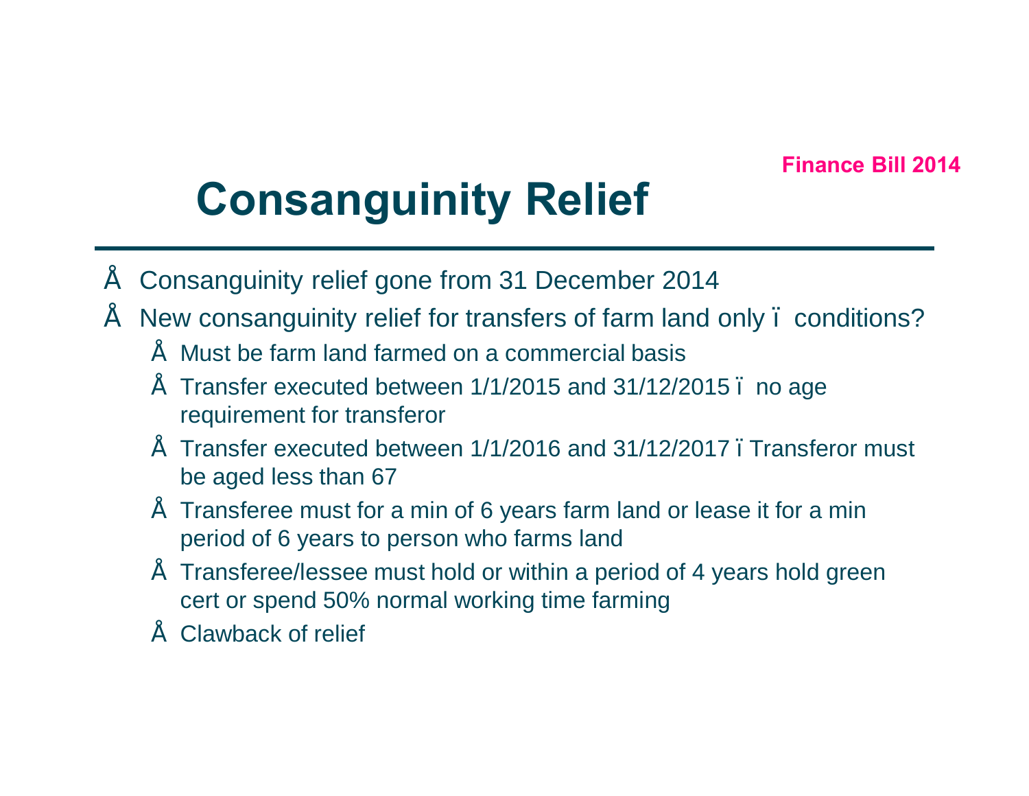Finance Bill 2014

# Consanguinity Relief

- Consanguinity relief gone from 31 December 2014
- New consanguinity relief for transfers of farm land only – conditions?
  - Must be farm land farmed on a commercial basis
  - Transfer executed between 1/1/2015 and 31/12/2015 – no age requirement for transferor
  - Transfer executed between 1/1/2016 and 31/12/2017 – Transferor must be aged less than 67
  - Transferee must for a min of 6 years farm land or lease it for a min period of 6 years to person who farms land
  - Transferee/lessee must hold or within a period of 4 years hold green cert or spend 50% normal working time farming
  - Clawback of relief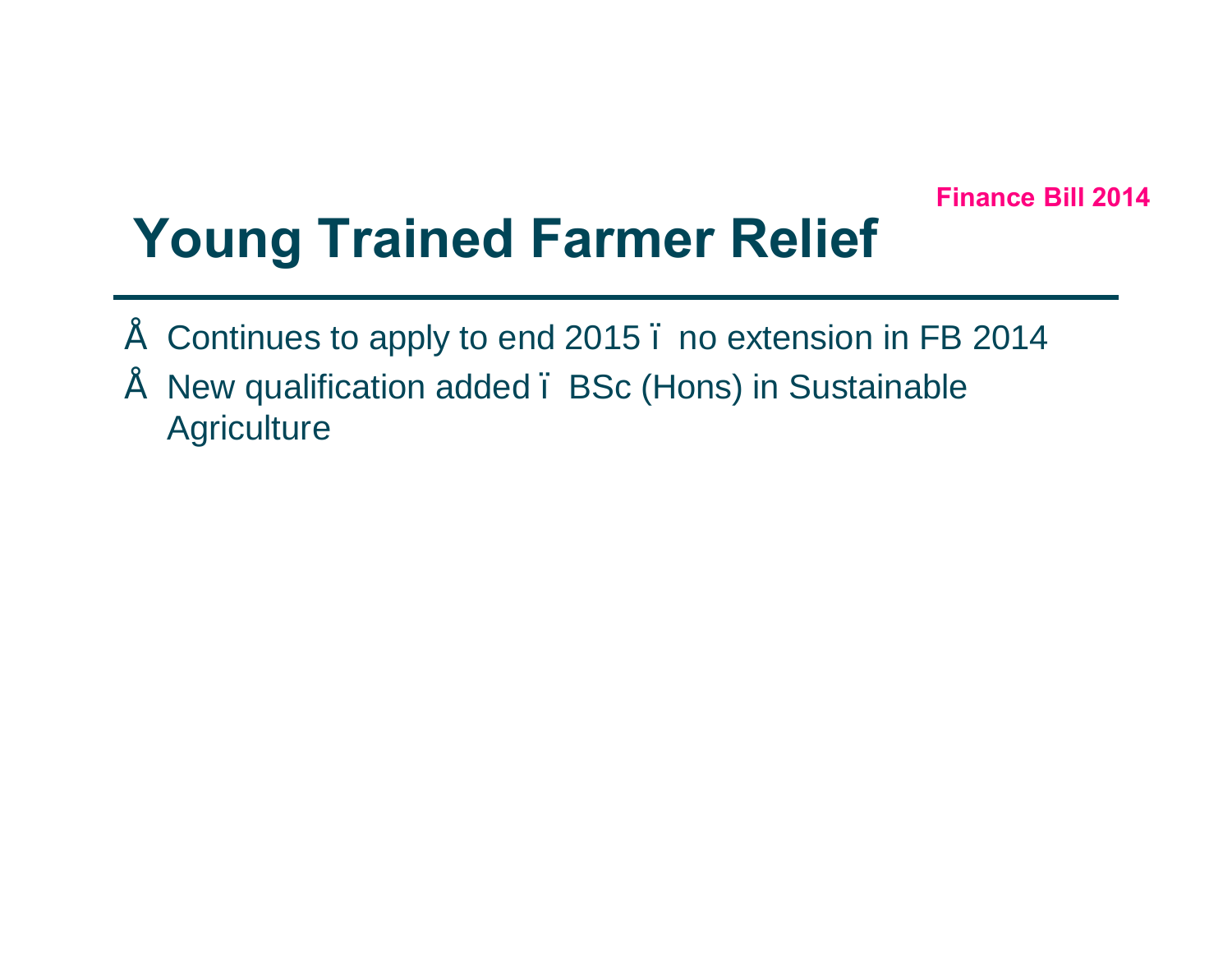Finance Bill 2014

# Young Trained Farmer Relief

- Continues to apply to end 2015 – no extension in FB 2014
- New qualification added – BSc (Hons) in Sustainable Agriculture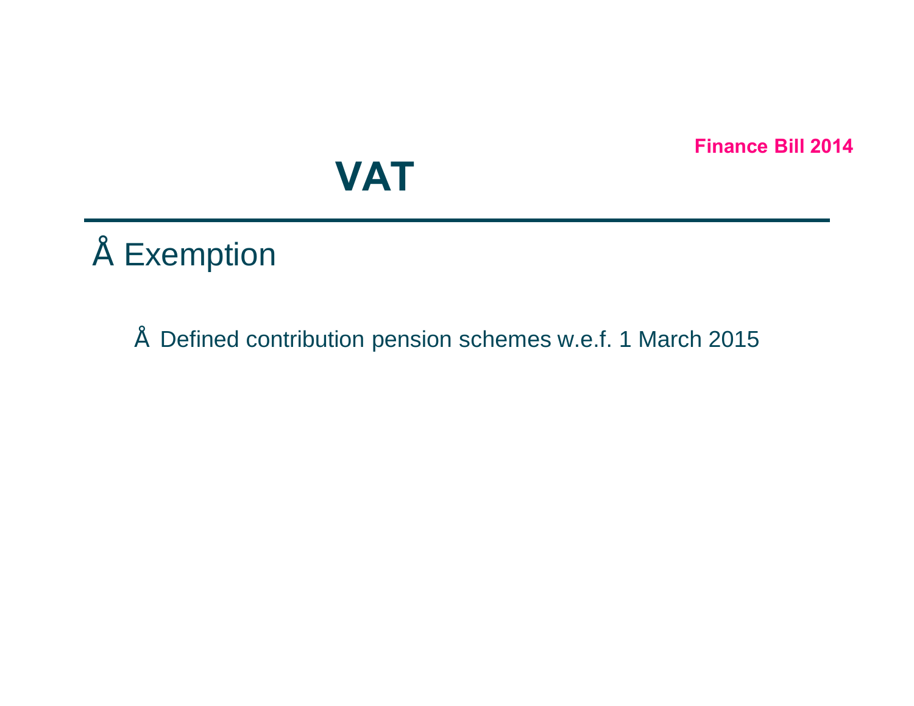Finance Bill 2014

# VAT

- Exemption
  - Defined contribution pension schemes w.e.f. 1 March 2015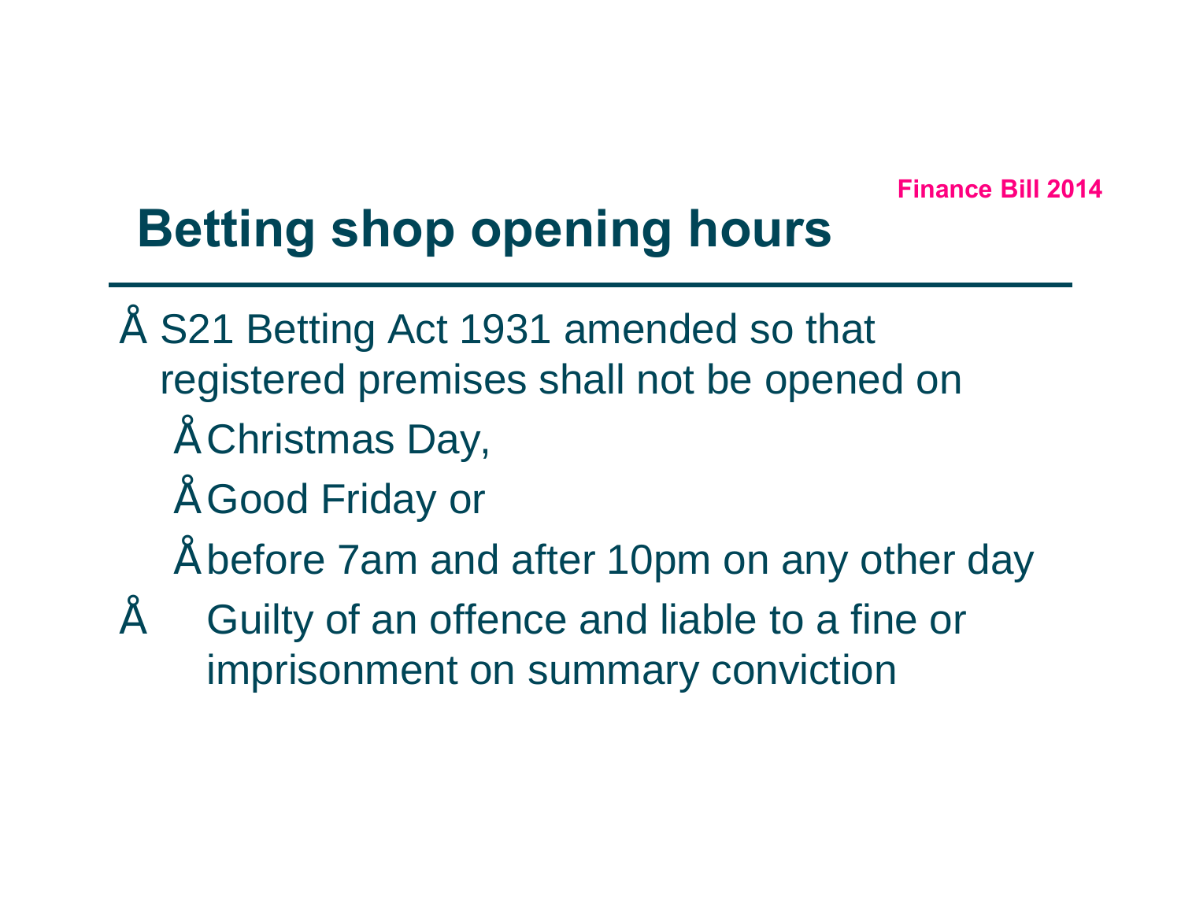Finance Bill 2014

# Betting shop opening hours

- S21 Betting Act 1931 amended so that registered premises shall not be opened on
  - Christmas Day,
  - Good Friday or
  - before 7am and after 10pm on any other day
- Guilty of an offence and liable to a fine or imprisonment on summary conviction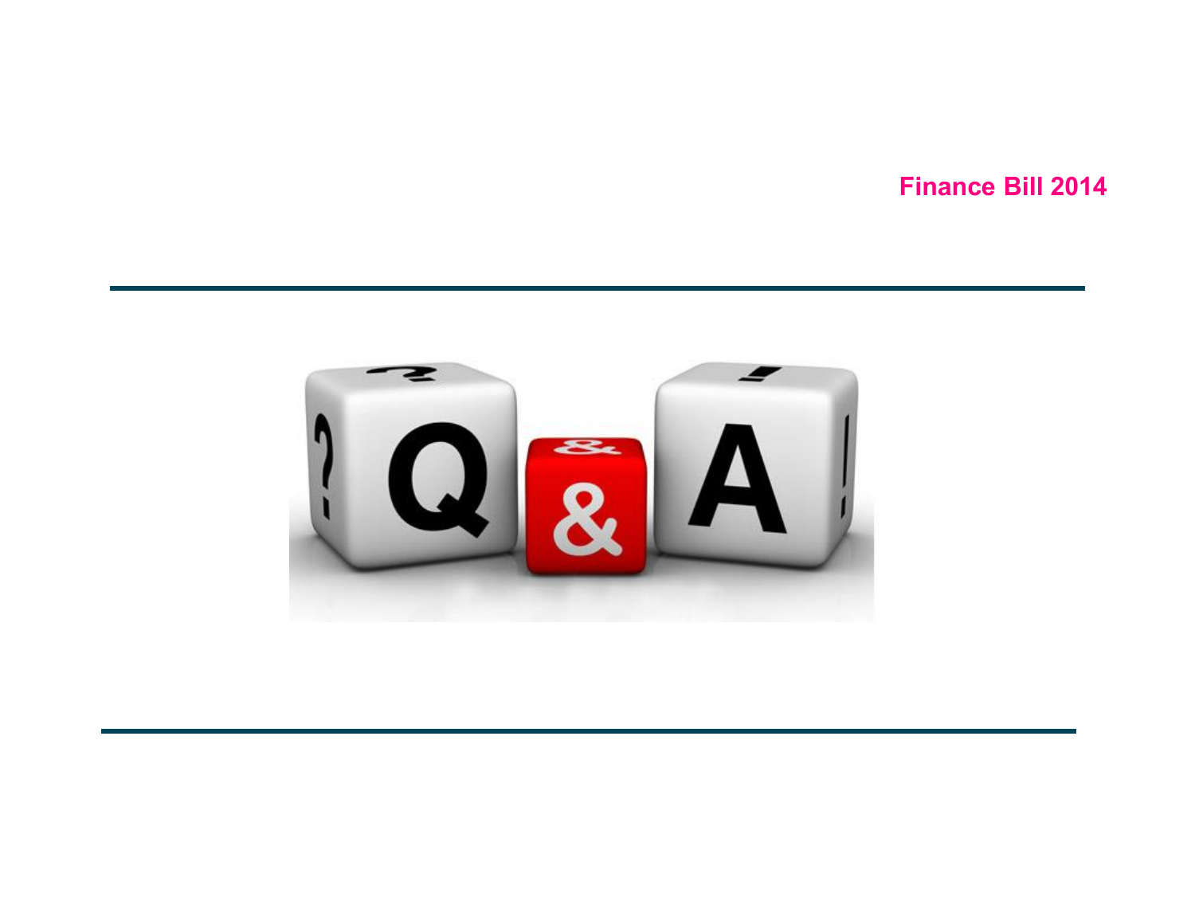Finance Bill 2014